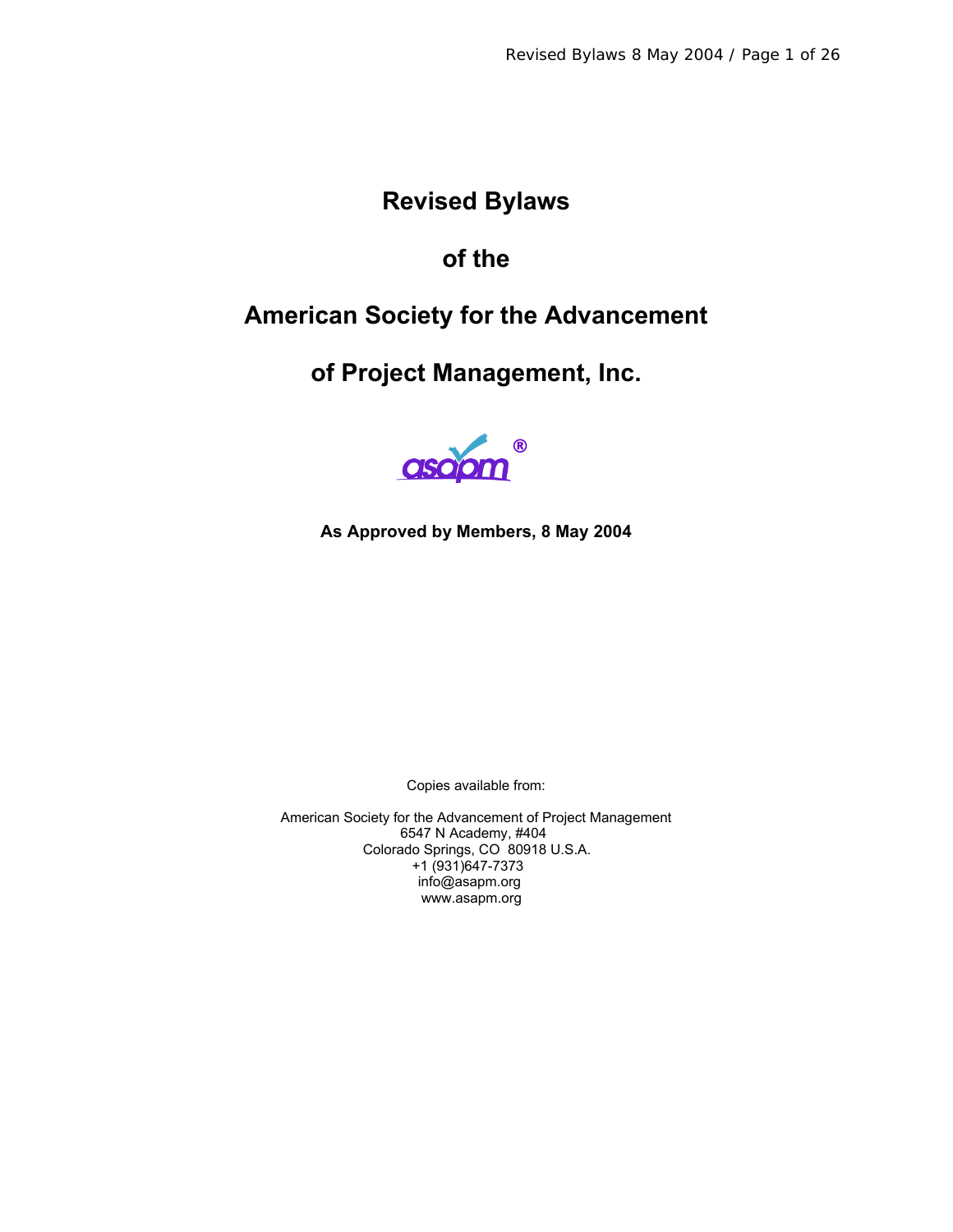# Revised Bylaws

# of the

# American Society for the Advancement

# of Project Management, Inc.

asapm®

**As Approved by Members, 8 May 2004**

Copies available from:

American Society for the Advancement of Project Management
6547 N Academy, #404
Colorado Springs, CO 80918 U.S.A.
+1 (931)647-7373
info@asapm.org
www.asapm.org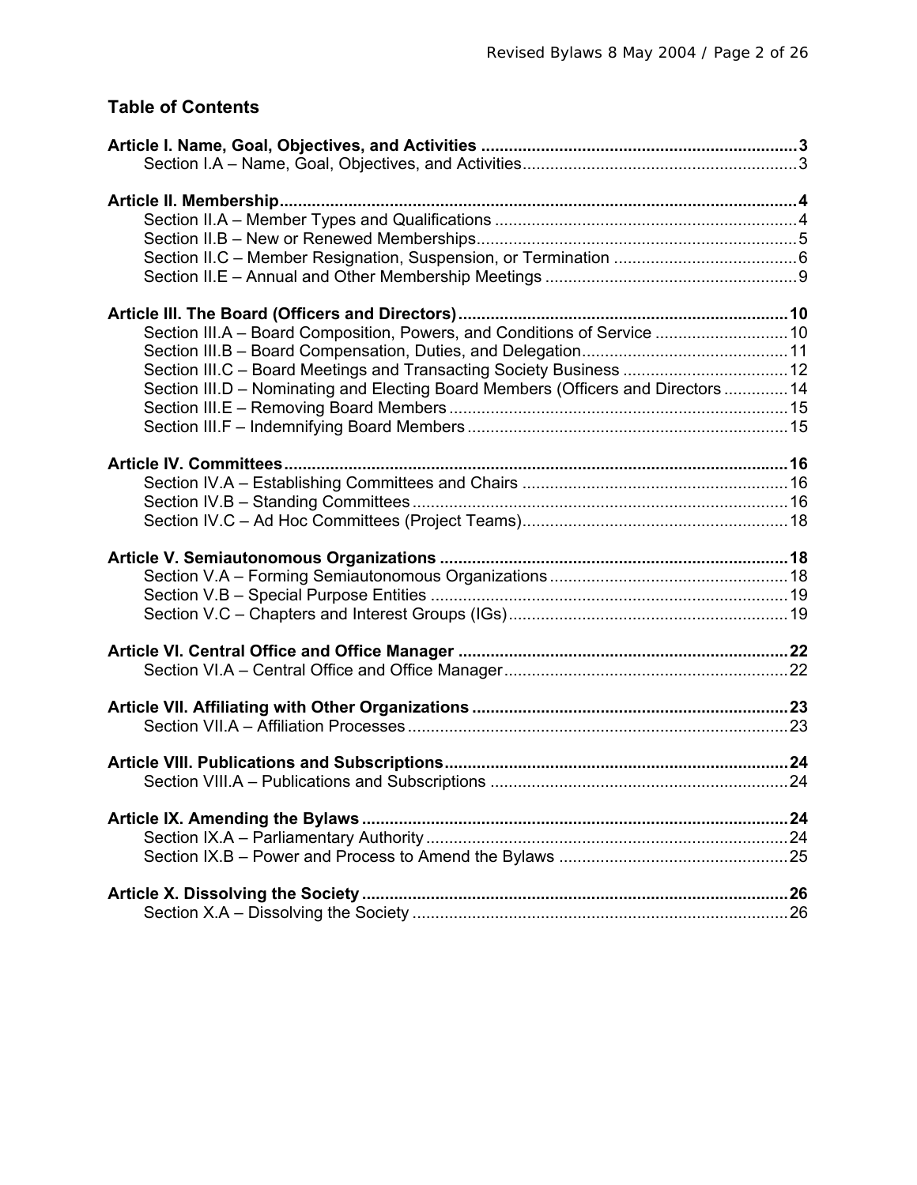## Table of Contents

**Article I. Name, Goal, Objectives, and Activities ... 3**
- Section I.A – Name, Goal, Objectives, and Activities ... 3

**Article II. Membership ... 4**
- Section II.A – Member Types and Qualifications ... 4
- Section II.B – New or Renewed Memberships ... 5
- Section II.C – Member Resignation, Suspension, or Termination ... 6
- Section II.E – Annual and Other Membership Meetings ... 9

**Article III. The Board (Officers and Directors) ... 10**
- Section III.A – Board Composition, Powers, and Conditions of Service ... 10
- Section III.B – Board Compensation, Duties, and Delegation ... 11
- Section III.C – Board Meetings and Transacting Society Business ... 12
- Section III.D – Nominating and Electing Board Members (Officers and Directors ... 14
- Section III.E – Removing Board Members ... 15
- Section III.F – Indemnifying Board Members ... 15

**Article IV. Committees ... 16**
- Section IV.A – Establishing Committees and Chairs ... 16
- Section IV.B – Standing Committees ... 16
- Section IV.C – Ad Hoc Committees (Project Teams) ... 18

**Article V. Semiautonomous Organizations ... 18**
- Section V.A – Forming Semiautonomous Organizations ... 18
- Section V.B – Special Purpose Entities ... 19
- Section V.C – Chapters and Interest Groups (IGs) ... 19

**Article VI. Central Office and Office Manager ... 22**
- Section VI.A – Central Office and Office Manager ... 22

**Article VII. Affiliating with Other Organizations ... 23**
- Section VII.A – Affiliation Processes ... 23

**Article VIII. Publications and Subscriptions ... 24**
- Section VIII.A – Publications and Subscriptions ... 24

**Article IX. Amending the Bylaws ... 24**
- Section IX.A – Parliamentary Authority ... 24
- Section IX.B – Power and Process to Amend the Bylaws ... 25

**Article X. Dissolving the Society ... 26**
- Section X.A – Dissolving the Society ... 26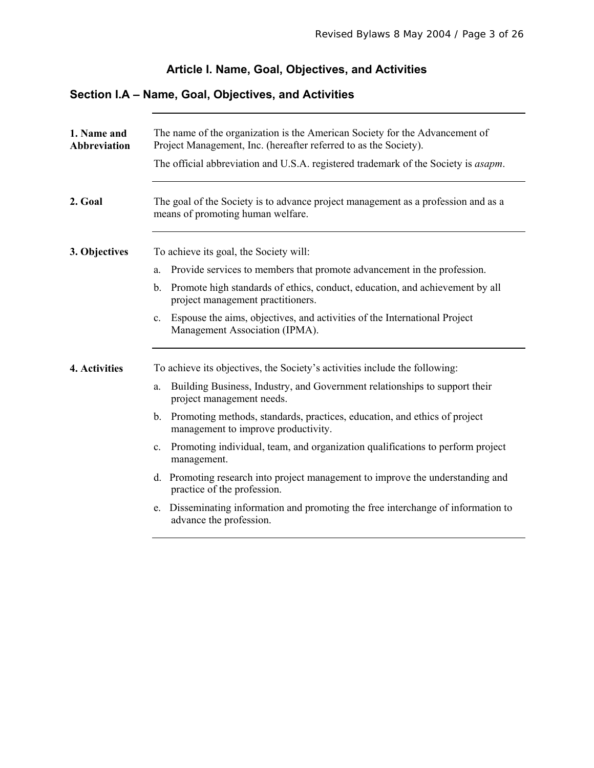# Article I. Name, Goal, Objectives, and Activities

## Section I.A – Name, Goal, Objectives, and Activities

**1. Name and Abbreviation**

The name of the organization is the American Society for the Advancement of Project Management, Inc. (hereafter referred to as the Society).

The official abbreviation and U.S.A. registered trademark of the Society is *asapm*.

**2. Goal**

The goal of the Society is to advance project management as a profession and as a means of promoting human welfare.

**3. Objectives**

To achieve its goal, the Society will:

a. Provide services to members that promote advancement in the profession.

b. Promote high standards of ethics, conduct, education, and achievement by all project management practitioners.

c. Espouse the aims, objectives, and activities of the International Project Management Association (IPMA).

**4. Activities**

To achieve its objectives, the Society's activities include the following:

a. Building Business, Industry, and Government relationships to support their project management needs.

b. Promoting methods, standards, practices, education, and ethics of project management to improve productivity.

c. Promoting individual, team, and organization qualifications to perform project management.

d. Promoting research into project management to improve the understanding and practice of the profession.

e. Disseminating information and promoting the free interchange of information to advance the profession.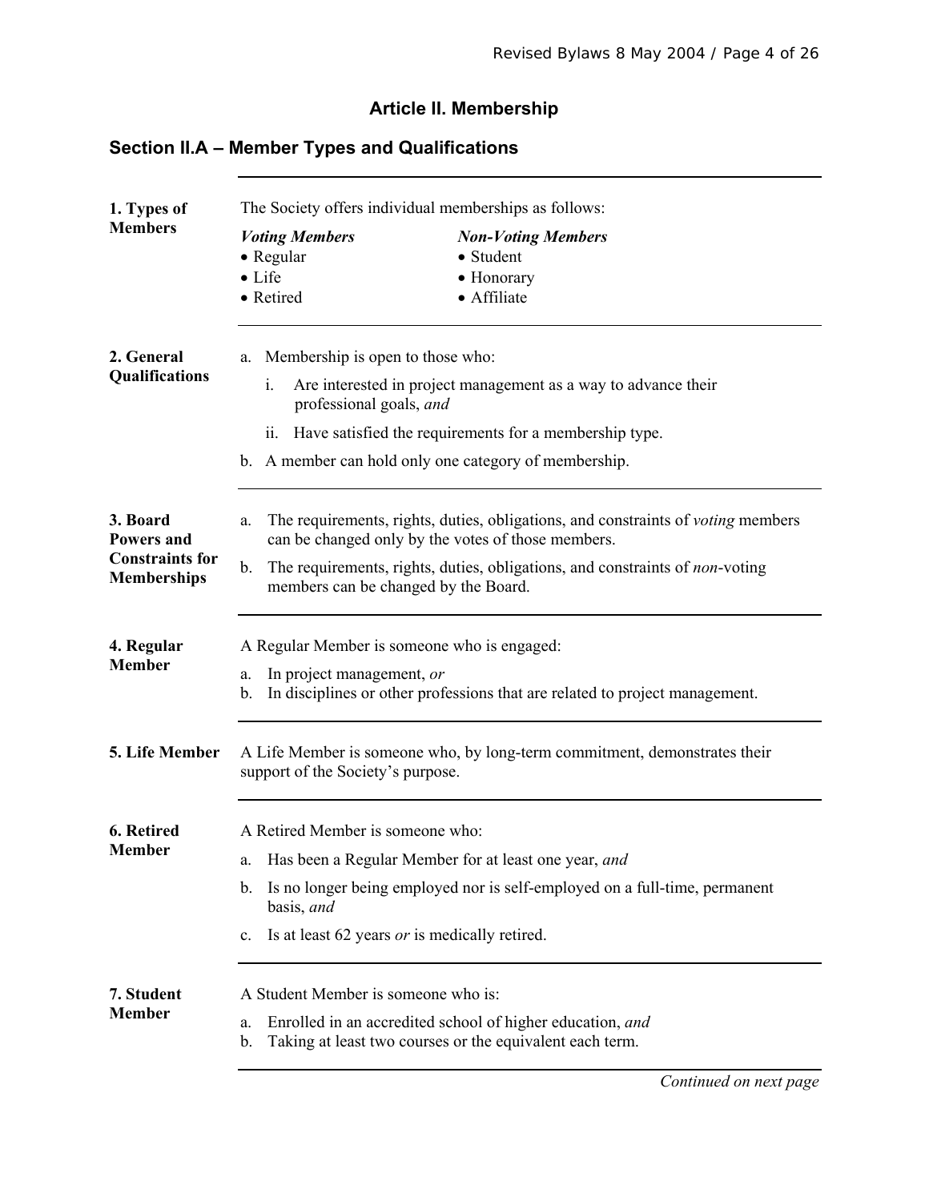# Article II. Membership

## Section II.A – Member Types and Qualifications

### 1. Types of Members

The Society offers individual memberships as follows:

| *Voting Members* | *Non-Voting Members* |
|---|---|
| • Regular | • Student |
| • Life | • Honorary |
| • Retired | • Affiliate |

### 2. General Qualifications

a. Membership is open to those who:

   i. Are interested in project management as a way to advance their professional goals, *and*

   ii. Have satisfied the requirements for a membership type.

b. A member can hold only one category of membership.

### 3. Board Powers and Constraints for Memberships

a. The requirements, rights, duties, obligations, and constraints of *voting* members can be changed only by the votes of those members.

b. The requirements, rights, duties, obligations, and constraints of *non*-voting members can be changed by the Board.

### 4. Regular Member

A Regular Member is someone who is engaged:

a. In project management, *or*

b. In disciplines or other professions that are related to project management.

### 5. Life Member

A Life Member is someone who, by long-term commitment, demonstrates their support of the Society's purpose.

### 6. Retired Member

A Retired Member is someone who:

a. Has been a Regular Member for at least one year, *and*

b. Is no longer being employed nor is self-employed on a full-time, permanent basis, *and*

c. Is at least 62 years *or* is medically retired.

### 7. Student Member

A Student Member is someone who is:

a. Enrolled in an accredited school of higher education, *and*

b. Taking at least two courses or the equivalent each term.

*Continued on next page*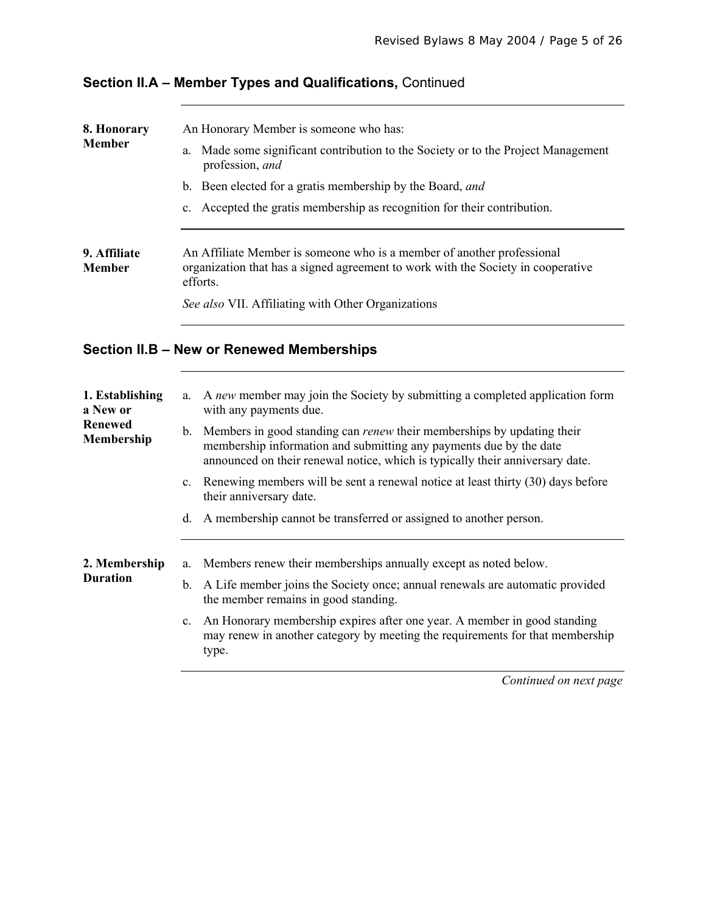## Section II.A – Member Types and Qualifications, Continued

**8. Honorary Member**

An Honorary Member is someone who has:

a. Made some significant contribution to the Society or to the Project Management profession, *and*

b. Been elected for a gratis membership by the Board, *and*

c. Accepted the gratis membership as recognition for their contribution.

**9. Affiliate Member**

An Affiliate Member is someone who is a member of another professional organization that has a signed agreement to work with the Society in cooperative efforts.

*See also* VII. Affiliating with Other Organizations

## Section II.B – New or Renewed Memberships

**1. Establishing a New or Renewed Membership**

a. A *new* member may join the Society by submitting a completed application form with any payments due.

b. Members in good standing can *renew* their memberships by updating their membership information and submitting any payments due by the date announced on their renewal notice, which is typically their anniversary date.

c. Renewing members will be sent a renewal notice at least thirty (30) days before their anniversary date.

d. A membership cannot be transferred or assigned to another person.

**2. Membership Duration**

a. Members renew their memberships annually except as noted below.

b. A Life member joins the Society once; annual renewals are automatic provided the member remains in good standing.

c. An Honorary membership expires after one year. A member in good standing may renew in another category by meeting the requirements for that membership type.

*Continued on next page*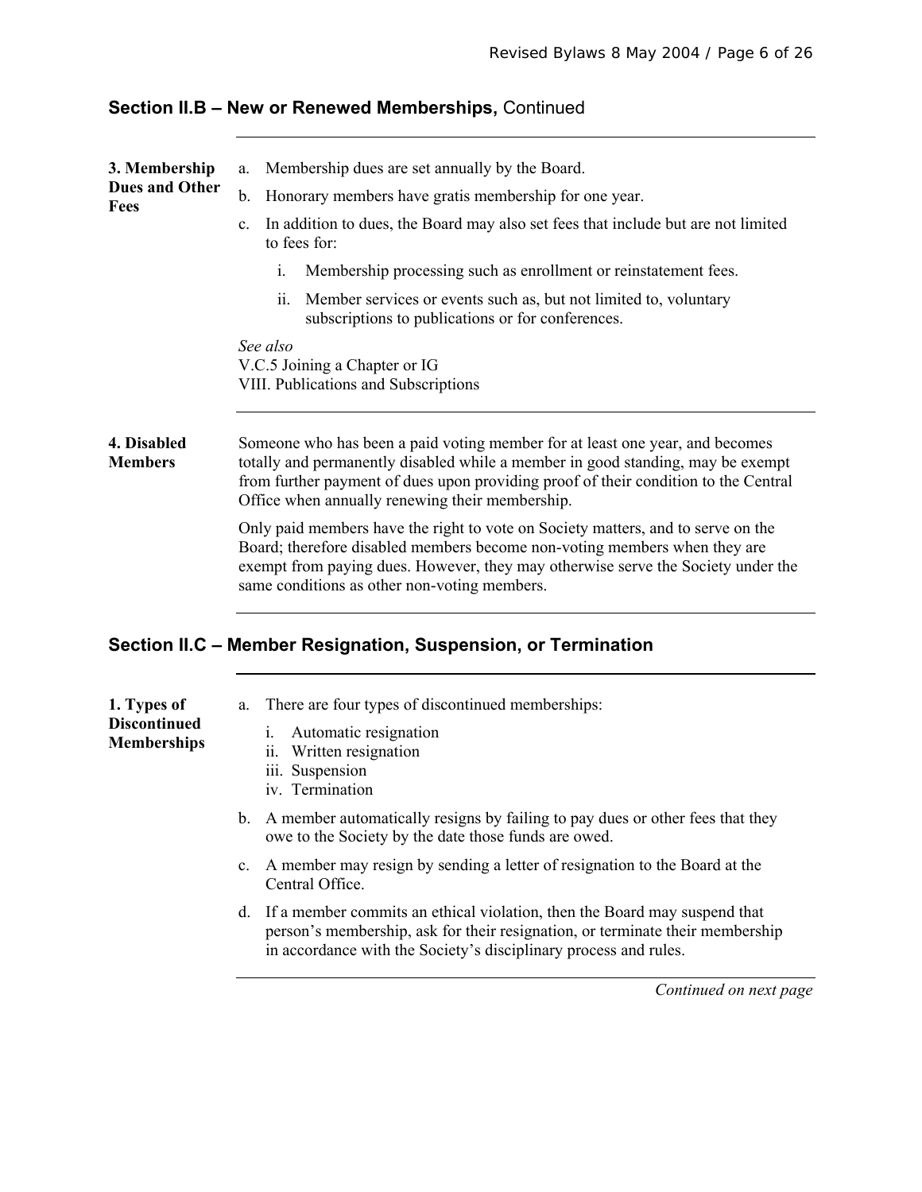## Section II.B – New or Renewed Memberships, Continued

**3. Membership Dues and Other Fees**

a. Membership dues are set annually by the Board.

b. Honorary members have gratis membership for one year.

c. In addition to dues, the Board may also set fees that include but are not limited to fees for:

   i. Membership processing such as enrollment or reinstatement fees.

   ii. Member services or events such as, but not limited to, voluntary subscriptions to publications or for conferences.

*See also*
V.C.5 Joining a Chapter or IG
VIII. Publications and Subscriptions

**4. Disabled Members**

Someone who has been a paid voting member for at least one year, and becomes totally and permanently disabled while a member in good standing, may be exempt from further payment of dues upon providing proof of their condition to the Central Office when annually renewing their membership.

Only paid members have the right to vote on Society matters, and to serve on the Board; therefore disabled members become non-voting members when they are exempt from paying dues. However, they may otherwise serve the Society under the same conditions as other non-voting members.

## Section II.C – Member Resignation, Suspension, or Termination

**1. Types of Discontinued Memberships**

a. There are four types of discontinued memberships:

   i. Automatic resignation
   ii. Written resignation
   iii. Suspension
   iv. Termination

b. A member automatically resigns by failing to pay dues or other fees that they owe to the Society by the date those funds are owed.

c. A member may resign by sending a letter of resignation to the Board at the Central Office.

d. If a member commits an ethical violation, then the Board may suspend that person's membership, ask for their resignation, or terminate their membership in accordance with the Society's disciplinary process and rules.

*Continued on next page*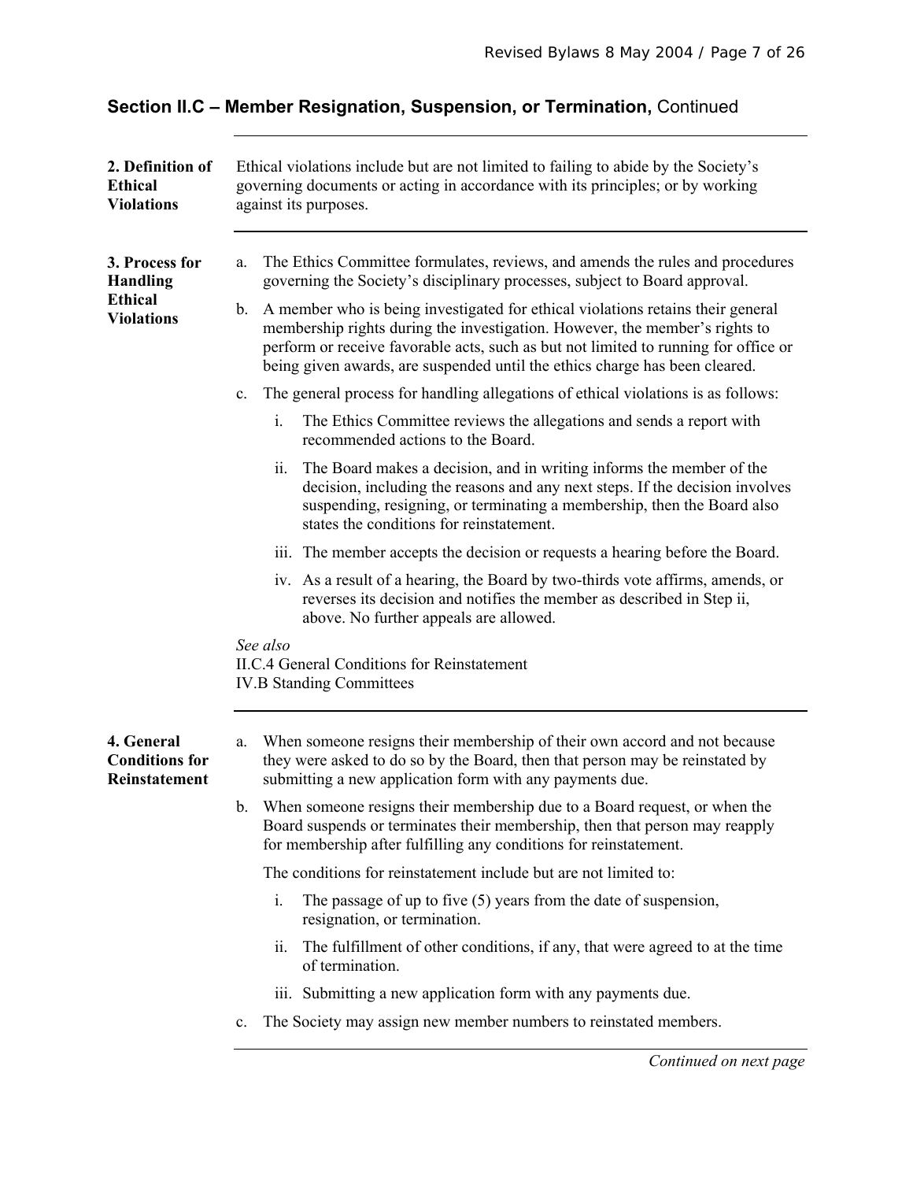## Section II.C – Member Resignation, Suspension, or Termination, Continued

**2. Definition of Ethical Violations**

Ethical violations include but are not limited to failing to abide by the Society's governing documents or acting in accordance with its principles; or by working against its purposes.

**3. Process for Handling Ethical Violations**

a. The Ethics Committee formulates, reviews, and amends the rules and procedures governing the Society's disciplinary processes, subject to Board approval.

b. A member who is being investigated for ethical violations retains their general membership rights during the investigation. However, the member's rights to perform or receive favorable acts, such as but not limited to running for office or being given awards, are suspended until the ethics charge has been cleared.

c. The general process for handling allegations of ethical violations is as follows:

   i. The Ethics Committee reviews the allegations and sends a report with recommended actions to the Board.

   ii. The Board makes a decision, and in writing informs the member of the decision, including the reasons and any next steps. If the decision involves suspending, resigning, or terminating a membership, then the Board also states the conditions for reinstatement.

   iii. The member accepts the decision or requests a hearing before the Board.

   iv. As a result of a hearing, the Board by two-thirds vote affirms, amends, or reverses its decision and notifies the member as described in Step ii, above. No further appeals are allowed.

*See also*
II.C.4 General Conditions for Reinstatement
IV.B Standing Committees

**4. General Conditions for Reinstatement**

a. When someone resigns their membership of their own accord and not because they were asked to do so by the Board, then that person may be reinstated by submitting a new application form with any payments due.

b. When someone resigns their membership due to a Board request, or when the Board suspends or terminates their membership, then that person may reapply for membership after fulfilling any conditions for reinstatement.

   The conditions for reinstatement include but are not limited to:

   i. The passage of up to five (5) years from the date of suspension, resignation, or termination.

   ii. The fulfillment of other conditions, if any, that were agreed to at the time of termination.

   iii. Submitting a new application form with any payments due.

c. The Society may assign new member numbers to reinstated members.

*Continued on next page*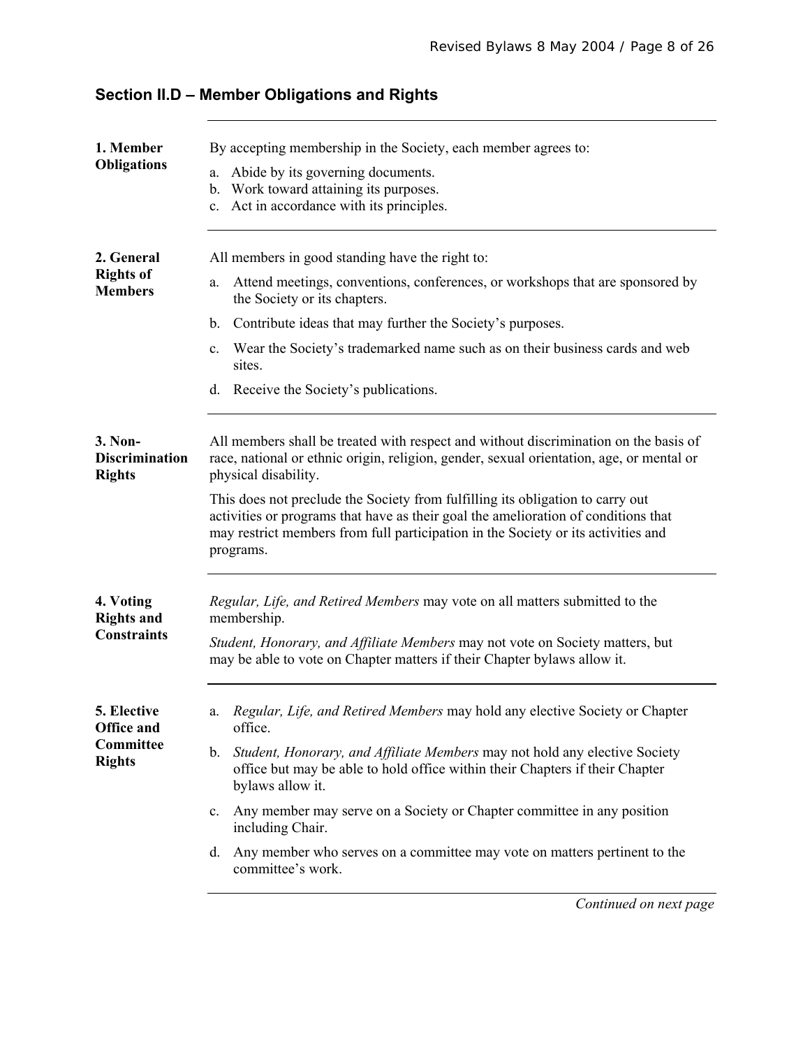## Section II.D – Member Obligations and Rights

**1. Member Obligations**

By accepting membership in the Society, each member agrees to:

a. Abide by its governing documents.
b. Work toward attaining its purposes.
c. Act in accordance with its principles.

**2. General Rights of Members**

All members in good standing have the right to:

a. Attend meetings, conventions, conferences, or workshops that are sponsored by the Society or its chapters.

b. Contribute ideas that may further the Society's purposes.

c. Wear the Society's trademarked name such as on their business cards and web sites.

d. Receive the Society's publications.

**3. Non-Discrimination Rights**

All members shall be treated with respect and without discrimination on the basis of race, national or ethnic origin, religion, gender, sexual orientation, age, or mental or physical disability.

This does not preclude the Society from fulfilling its obligation to carry out activities or programs that have as their goal the amelioration of conditions that may restrict members from full participation in the Society or its activities and programs.

**4. Voting Rights and Constraints**

*Regular, Life, and Retired Members* may vote on all matters submitted to the membership.

*Student, Honorary, and Affiliate Members* may not vote on Society matters, but may be able to vote on Chapter matters if their Chapter bylaws allow it.

**5. Elective Office and Committee Rights**

a. *Regular, Life, and Retired Members* may hold any elective Society or Chapter office.

b. *Student, Honorary, and Affiliate Members* may not hold any elective Society office but may be able to hold office within their Chapters if their Chapter bylaws allow it.

c. Any member may serve on a Society or Chapter committee in any position including Chair.

d. Any member who serves on a committee may vote on matters pertinent to the committee's work.

*Continued on next page*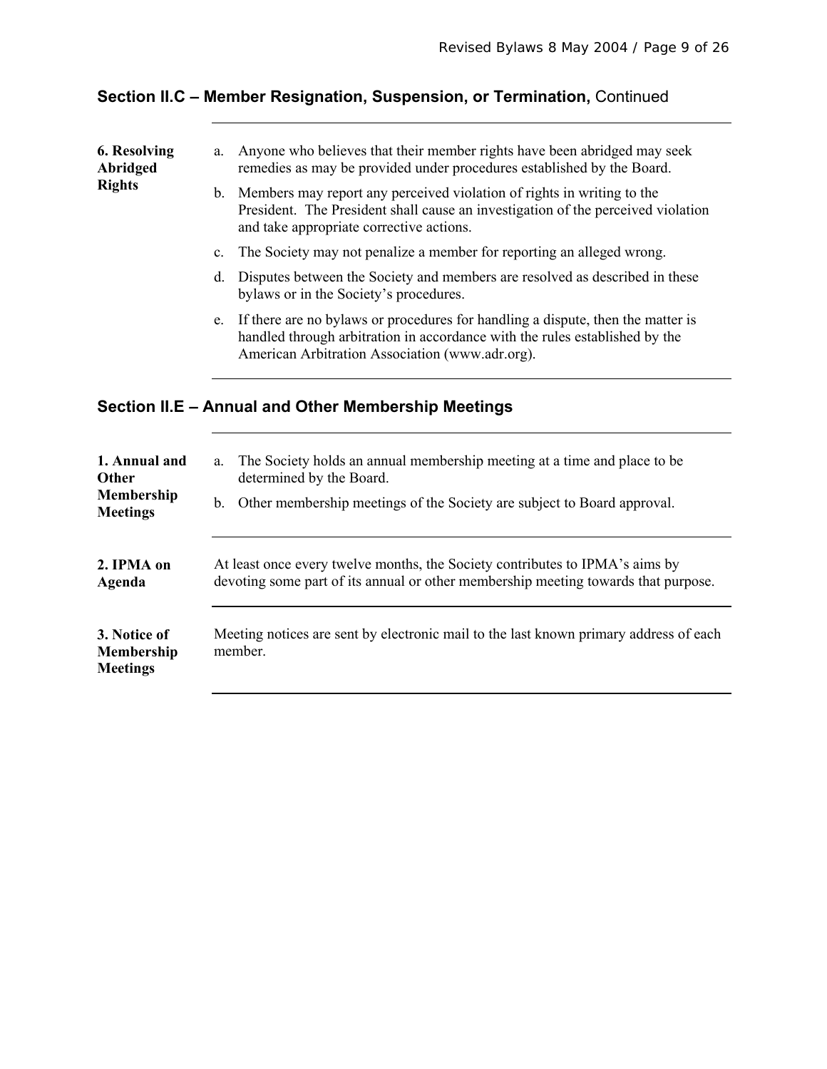## Section II.C – Member Resignation, Suspension, or Termination, Continued

**6. Resolving Abridged Rights**

a. Anyone who believes that their member rights have been abridged may seek remedies as may be provided under procedures established by the Board.

b. Members may report any perceived violation of rights in writing to the President. The President shall cause an investigation of the perceived violation and take appropriate corrective actions.

c. The Society may not penalize a member for reporting an alleged wrong.

d. Disputes between the Society and members are resolved as described in these bylaws or in the Society's procedures.

e. If there are no bylaws or procedures for handling a dispute, then the matter is handled through arbitration in accordance with the rules established by the American Arbitration Association (www.adr.org).

## Section II.E – Annual and Other Membership Meetings

**1. Annual and Other Membership Meetings**

a. The Society holds an annual membership meeting at a time and place to be determined by the Board.

b. Other membership meetings of the Society are subject to Board approval.

**2. IPMA on Agenda**

At least once every twelve months, the Society contributes to IPMA's aims by devoting some part of its annual or other membership meeting towards that purpose.

**3. Notice of Membership Meetings**

Meeting notices are sent by electronic mail to the last known primary address of each member.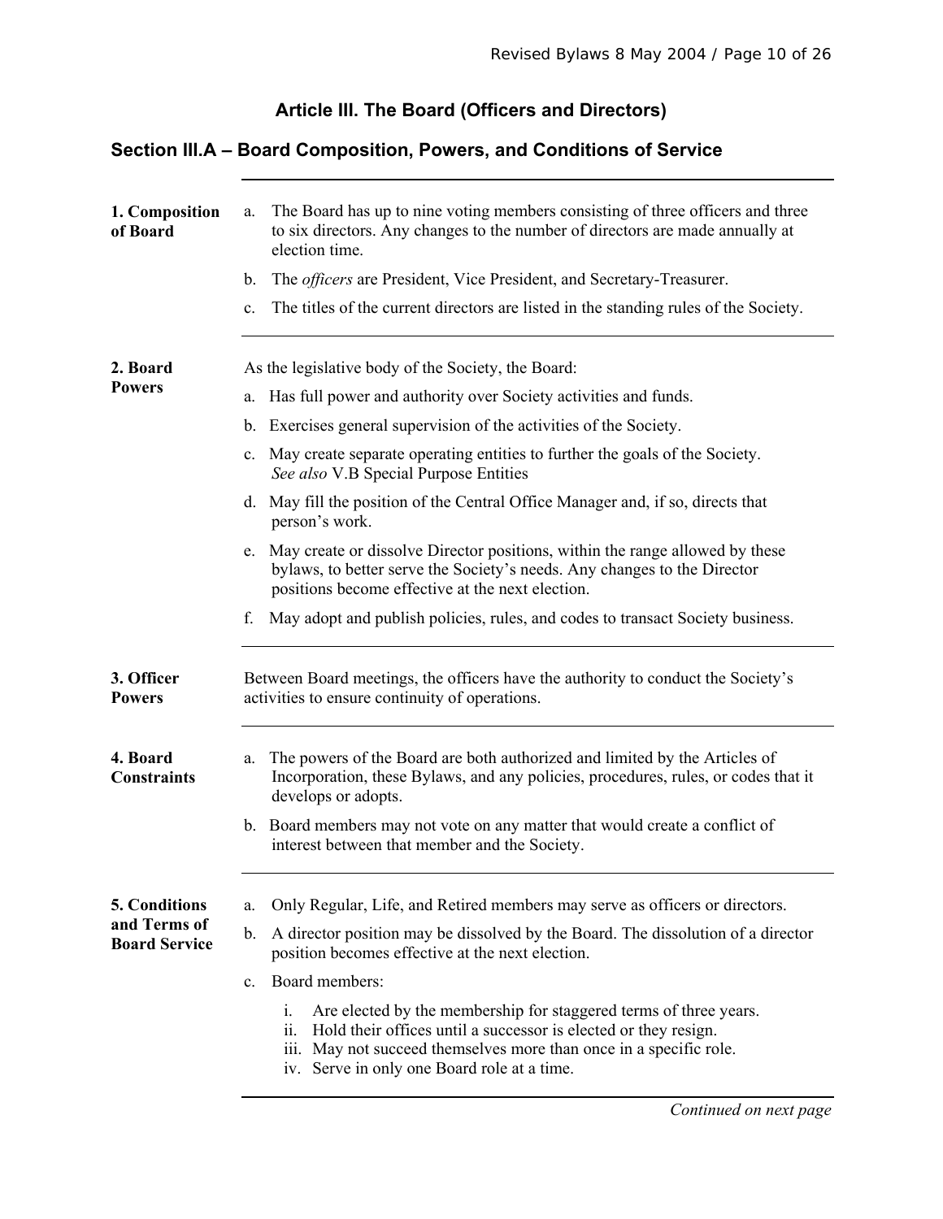# Article III. The Board (Officers and Directors)

## Section III.A – Board Composition, Powers, and Conditions of Service

### 1. Composition of Board

a. The Board has up to nine voting members consisting of three officers and three to six directors. Any changes to the number of directors are made annually at election time.

b. The *officers* are President, Vice President, and Secretary-Treasurer.

c. The titles of the current directors are listed in the standing rules of the Society.

### 2. Board Powers

As the legislative body of the Society, the Board:

a. Has full power and authority over Society activities and funds.

b. Exercises general supervision of the activities of the Society.

c. May create separate operating entities to further the goals of the Society. *See also* V.B Special Purpose Entities

d. May fill the position of the Central Office Manager and, if so, directs that person's work.

e. May create or dissolve Director positions, within the range allowed by these bylaws, to better serve the Society's needs. Any changes to the Director positions become effective at the next election.

f. May adopt and publish policies, rules, and codes to transact Society business.

### 3. Officer Powers

Between Board meetings, the officers have the authority to conduct the Society's activities to ensure continuity of operations.

### 4. Board Constraints

a. The powers of the Board are both authorized and limited by the Articles of Incorporation, these Bylaws, and any policies, procedures, rules, or codes that it develops or adopts.

b. Board members may not vote on any matter that would create a conflict of interest between that member and the Society.

### 5. Conditions and Terms of Board Service

a. Only Regular, Life, and Retired members may serve as officers or directors.

b. A director position may be dissolved by the Board. The dissolution of a director position becomes effective at the next election.

c. Board members:

   i. Are elected by the membership for staggered terms of three years.
   ii. Hold their offices until a successor is elected or they resign.
   iii. May not succeed themselves more than once in a specific role.
   iv. Serve in only one Board role at a time.

*Continued on next page*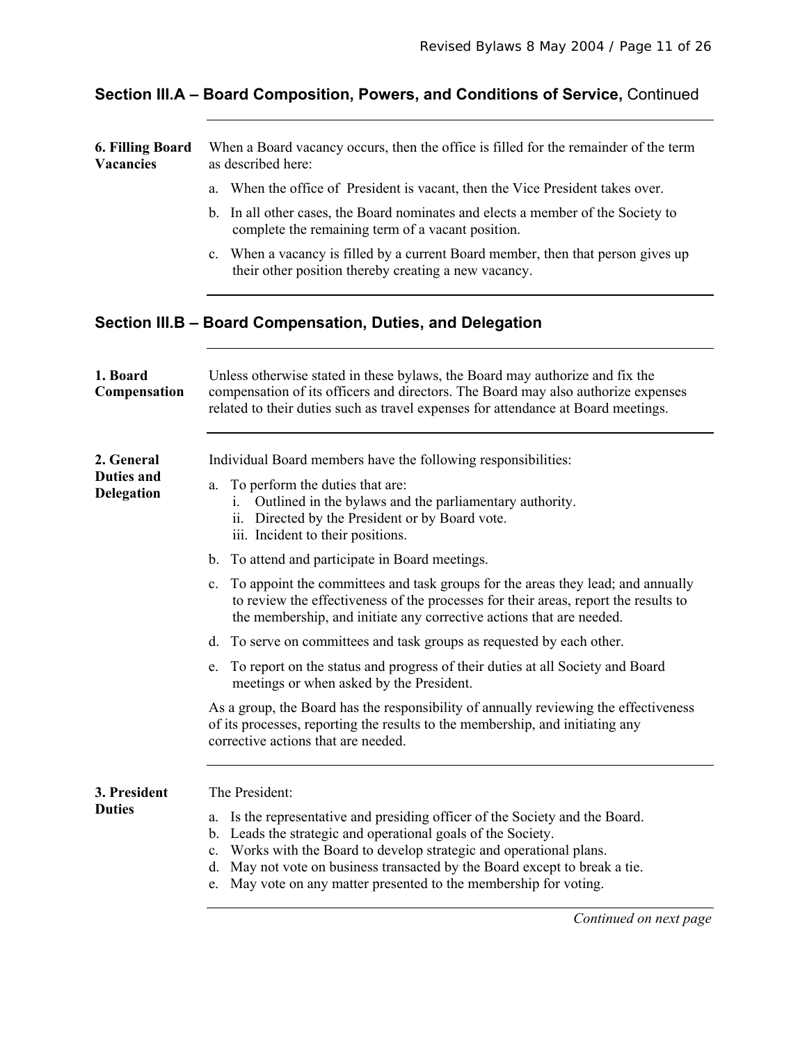## Section III.A – Board Composition, Powers, and Conditions of Service, Continued

**6. Filling Board Vacancies**

When a Board vacancy occurs, then the office is filled for the remainder of the term as described here:

a. When the office of President is vacant, then the Vice President takes over.

b. In all other cases, the Board nominates and elects a member of the Society to complete the remaining term of a vacant position.

c. When a vacancy is filled by a current Board member, then that person gives up their other position thereby creating a new vacancy.

## Section III.B – Board Compensation, Duties, and Delegation

**1. Board Compensation**

Unless otherwise stated in these bylaws, the Board may authorize and fix the compensation of its officers and directors. The Board may also authorize expenses related to their duties such as travel expenses for attendance at Board meetings.

**2. General Duties and Delegation**

Individual Board members have the following responsibilities:

a. To perform the duties that are:
   i. Outlined in the bylaws and the parliamentary authority.
   ii. Directed by the President or by Board vote.
   iii. Incident to their positions.

b. To attend and participate in Board meetings.

c. To appoint the committees and task groups for the areas they lead; and annually to review the effectiveness of the processes for their areas, report the results to the membership, and initiate any corrective actions that are needed.

d. To serve on committees and task groups as requested by each other.

e. To report on the status and progress of their duties at all Society and Board meetings or when asked by the President.

As a group, the Board has the responsibility of annually reviewing the effectiveness of its processes, reporting the results to the membership, and initiating any corrective actions that are needed.

**3. President Duties**

The President:

a. Is the representative and presiding officer of the Society and the Board.
b. Leads the strategic and operational goals of the Society.
c. Works with the Board to develop strategic and operational plans.
d. May not vote on business transacted by the Board except to break a tie.
e. May vote on any matter presented to the membership for voting.

*Continued on next page*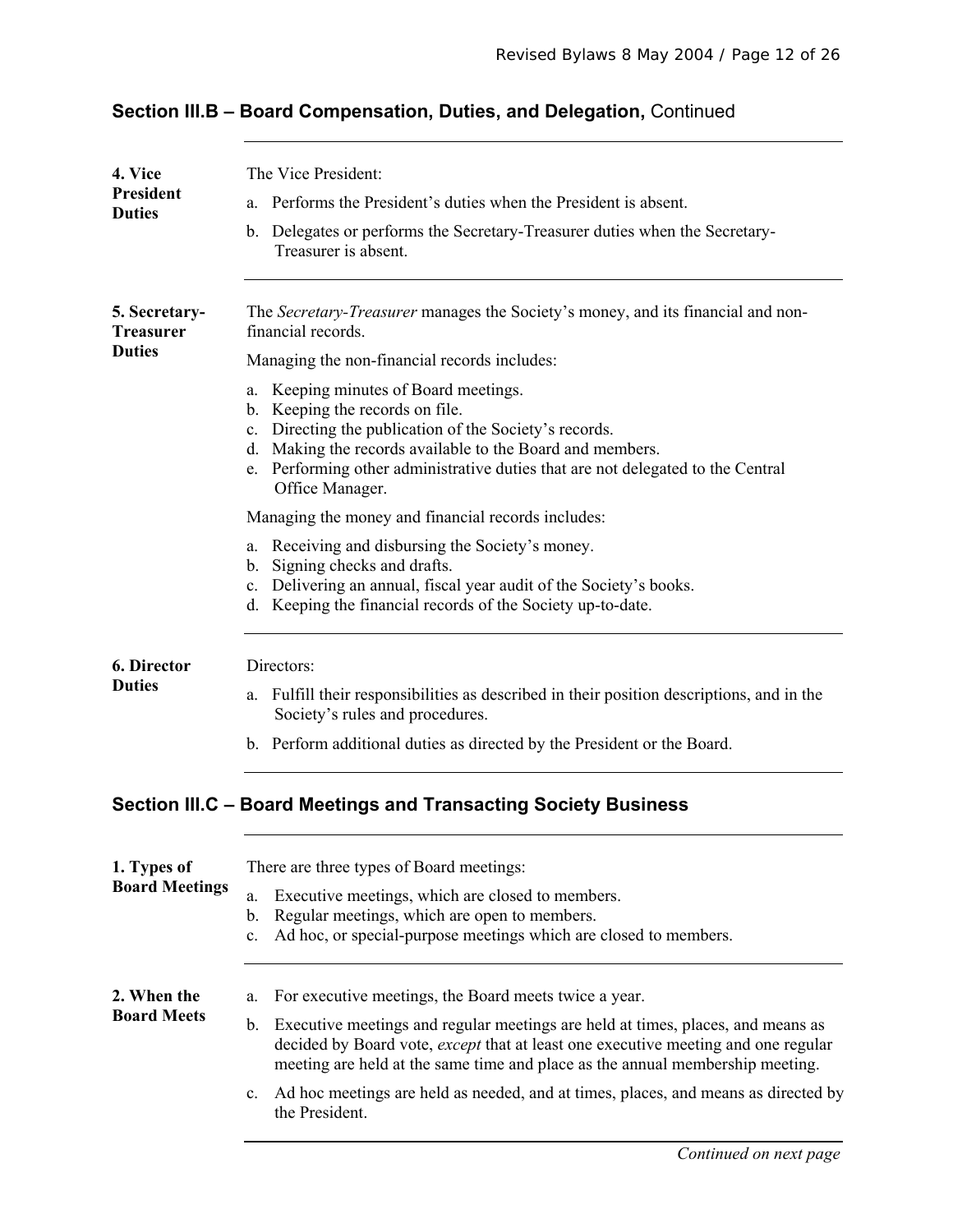## Section III.B – Board Compensation, Duties, and Delegation, Continued

### 4. Vice President Duties

The Vice President:

a. Performs the President's duties when the President is absent.

b. Delegates or performs the Secretary-Treasurer duties when the Secretary-Treasurer is absent.

### 5. Secretary-Treasurer Duties

The *Secretary-Treasurer* manages the Society's money, and its financial and non-financial records.

Managing the non-financial records includes:

a. Keeping minutes of Board meetings.
b. Keeping the records on file.
c. Directing the publication of the Society's records.
d. Making the records available to the Board and members.
e. Performing other administrative duties that are not delegated to the Central Office Manager.

Managing the money and financial records includes:

a. Receiving and disbursing the Society's money.
b. Signing checks and drafts.
c. Delivering an annual, fiscal year audit of the Society's books.
d. Keeping the financial records of the Society up-to-date.

### 6. Director Duties

Directors:

a. Fulfill their responsibilities as described in their position descriptions, and in the Society's rules and procedures.

b. Perform additional duties as directed by the President or the Board.

## Section III.C – Board Meetings and Transacting Society Business

### 1. Types of Board Meetings

There are three types of Board meetings:

a. Executive meetings, which are closed to members.
b. Regular meetings, which are open to members.
c. Ad hoc, or special-purpose meetings which are closed to members.

### 2. When the Board Meets

a. For executive meetings, the Board meets twice a year.

b. Executive meetings and regular meetings are held at times, places, and means as decided by Board vote, *except* that at least one executive meeting and one regular meeting are held at the same time and place as the annual membership meeting.

c. Ad hoc meetings are held as needed, and at times, places, and means as directed by the President.

*Continued on next page*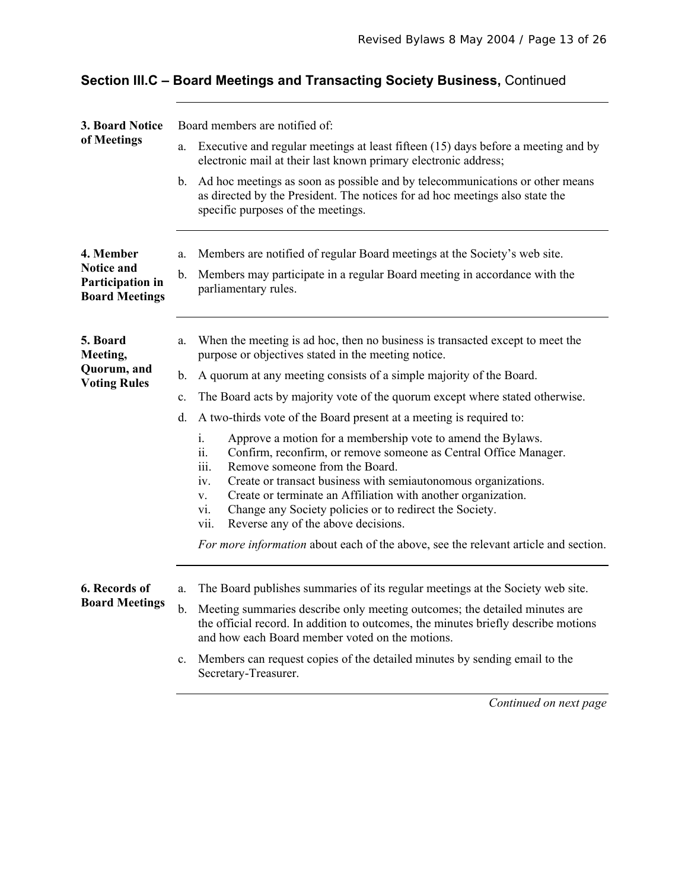## Section III.C – Board Meetings and Transacting Society Business, Continued

**3. Board Notice of Meetings**

Board members are notified of:

a. Executive and regular meetings at least fifteen (15) days before a meeting and by electronic mail at their last known primary electronic address;

b. Ad hoc meetings as soon as possible and by telecommunications or other means as directed by the President. The notices for ad hoc meetings also state the specific purposes of the meetings.

**4. Member Notice and Participation in Board Meetings**

a. Members are notified of regular Board meetings at the Society's web site.

b. Members may participate in a regular Board meeting in accordance with the parliamentary rules.

**5. Board Meeting, Quorum, and Voting Rules**

a. When the meeting is ad hoc, then no business is transacted except to meet the purpose or objectives stated in the meeting notice.

b. A quorum at any meeting consists of a simple majority of the Board.

c. The Board acts by majority vote of the quorum except where stated otherwise.

d. A two-thirds vote of the Board present at a meeting is required to:

   i. Approve a motion for a membership vote to amend the Bylaws.
   ii. Confirm, reconfirm, or remove someone as Central Office Manager.
   iii. Remove someone from the Board.
   iv. Create or transact business with semiautonomous organizations.
   v. Create or terminate an Affiliation with another organization.
   vi. Change any Society policies or to redirect the Society.
   vii. Reverse any of the above decisions.

*For more information* about each of the above, see the relevant article and section.

**6. Records of Board Meetings**

a. The Board publishes summaries of its regular meetings at the Society web site.

b. Meeting summaries describe only meeting outcomes; the detailed minutes are the official record. In addition to outcomes, the minutes briefly describe motions and how each Board member voted on the motions.

c. Members can request copies of the detailed minutes by sending email to the Secretary-Treasurer.

*Continued on next page*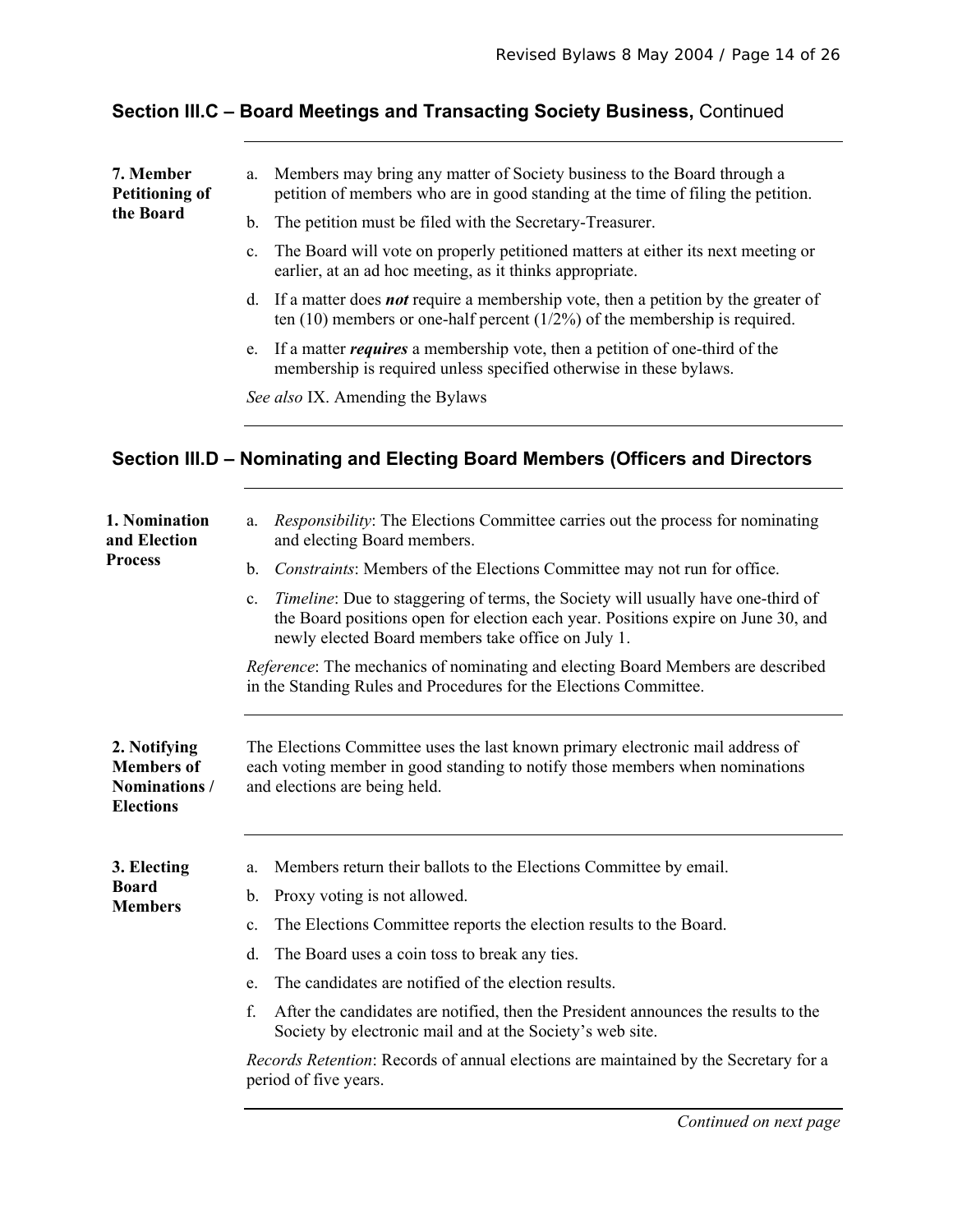## Section III.C – Board Meetings and Transacting Society Business, Continued

**7. Member Petitioning of the Board**

a. Members may bring any matter of Society business to the Board through a petition of members who are in good standing at the time of filing the petition.

b. The petition must be filed with the Secretary-Treasurer.

c. The Board will vote on properly petitioned matters at either its next meeting or earlier, at an ad hoc meeting, as it thinks appropriate.

d. If a matter does ***not*** require a membership vote, then a petition by the greater of ten (10) members or one-half percent (1/2%) of the membership is required.

e. If a matter ***requires*** a membership vote, then a petition of one-third of the membership is required unless specified otherwise in these bylaws.

*See also* IX. Amending the Bylaws

## Section III.D – Nominating and Electing Board Members (Officers and Directors

**1. Nomination and Election Process**

a. *Responsibility*: The Elections Committee carries out the process for nominating and electing Board members.

b. *Constraints*: Members of the Elections Committee may not run for office.

c. *Timeline*: Due to staggering of terms, the Society will usually have one-third of the Board positions open for election each year. Positions expire on June 30, and newly elected Board members take office on July 1.

*Reference*: The mechanics of nominating and electing Board Members are described in the Standing Rules and Procedures for the Elections Committee.

**2. Notifying Members of Nominations / Elections**

The Elections Committee uses the last known primary electronic mail address of each voting member in good standing to notify those members when nominations and elections are being held.

**3. Electing Board Members**

a. Members return their ballots to the Elections Committee by email.

b. Proxy voting is not allowed.

c. The Elections Committee reports the election results to the Board.

d. The Board uses a coin toss to break any ties.

e. The candidates are notified of the election results.

f. After the candidates are notified, then the President announces the results to the Society by electronic mail and at the Society's web site.

*Records Retention*: Records of annual elections are maintained by the Secretary for a period of five years.

*Continued on next page*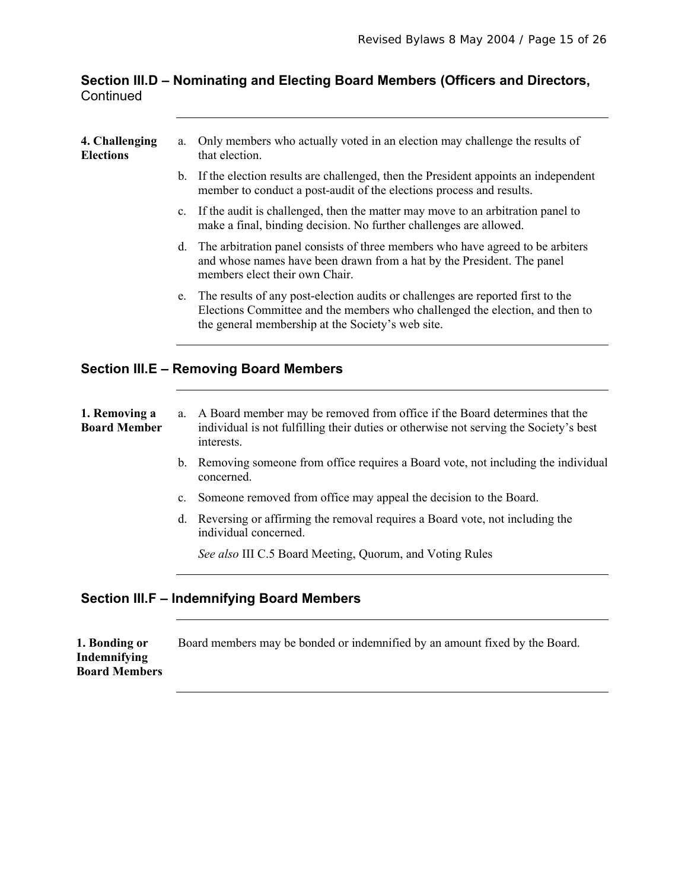## Section III.D – Nominating and Electing Board Members (Officers and Directors, Continued

**4. Challenging Elections**

a. Only members who actually voted in an election may challenge the results of that election.

b. If the election results are challenged, then the President appoints an independent member to conduct a post-audit of the elections process and results.

c. If the audit is challenged, then the matter may move to an arbitration panel to make a final, binding decision. No further challenges are allowed.

d. The arbitration panel consists of three members who have agreed to be arbiters and whose names have been drawn from a hat by the President. The panel members elect their own Chair.

e. The results of any post-election audits or challenges are reported first to the Elections Committee and the members who challenged the election, and then to the general membership at the Society's web site.

## Section III.E – Removing Board Members

**1. Removing a Board Member**

a. A Board member may be removed from office if the Board determines that the individual is not fulfilling their duties or otherwise not serving the Society's best interests.

b. Removing someone from office requires a Board vote, not including the individual concerned.

c. Someone removed from office may appeal the decision to the Board.

d. Reversing or affirming the removal requires a Board vote, not including the individual concerned.

*See also* III C.5 Board Meeting, Quorum, and Voting Rules

## Section III.F – Indemnifying Board Members

**1. Bonding or Indemnifying Board Members**

Board members may be bonded or indemnified by an amount fixed by the Board.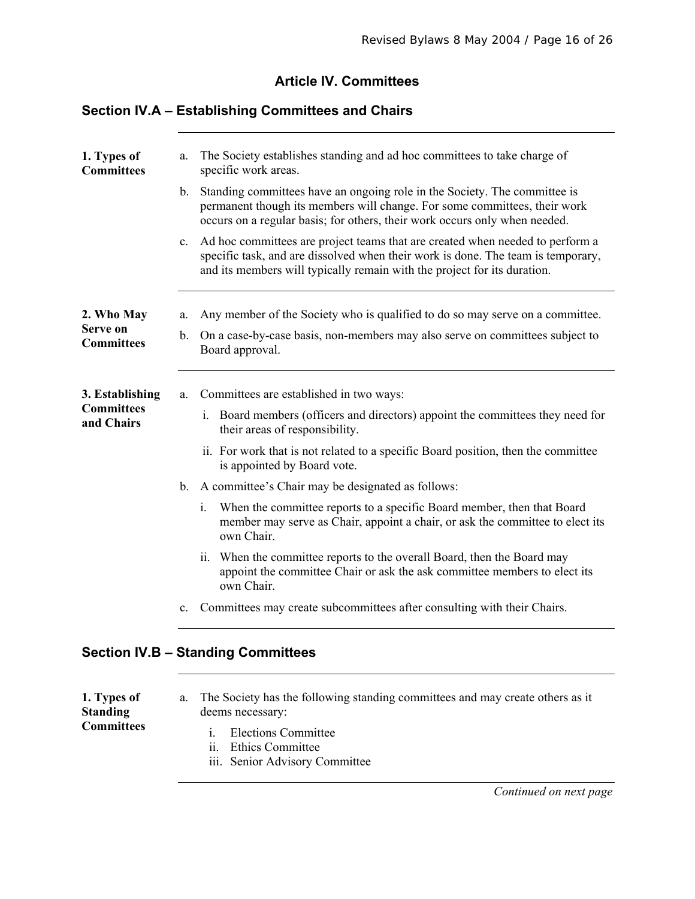# Article IV. Committees

## Section IV.A – Establishing Committees and Chairs

**1. Types of Committees**

a. The Society establishes standing and ad hoc committees to take charge of specific work areas.

b. Standing committees have an ongoing role in the Society. The committee is permanent though its members will change. For some committees, their work occurs on a regular basis; for others, their work occurs only when needed.

c. Ad hoc committees are project teams that are created when needed to perform a specific task, and are dissolved when their work is done. The team is temporary, and its members will typically remain with the project for its duration.

**2. Who May Serve on Committees**

a. Any member of the Society who is qualified to do so may serve on a committee.

b. On a case-by-case basis, non-members may also serve on committees subject to Board approval.

**3. Establishing Committees and Chairs**

a. Committees are established in two ways:

   i. Board members (officers and directors) appoint the committees they need for their areas of responsibility.

   ii. For work that is not related to a specific Board position, then the committee is appointed by Board vote.

b. A committee's Chair may be designated as follows:

   i. When the committee reports to a specific Board member, then that Board member may serve as Chair, appoint a chair, or ask the committee to elect its own Chair.

   ii. When the committee reports to the overall Board, then the Board may appoint the committee Chair or ask the ask committee members to elect its own Chair.

c. Committees may create subcommittees after consulting with their Chairs.

## Section IV.B – Standing Committees

**1. Types of Standing Committees**

a. The Society has the following standing committees and may create others as it deems necessary:

   i. Elections Committee
   ii. Ethics Committee
   iii. Senior Advisory Committee

*Continued on next page*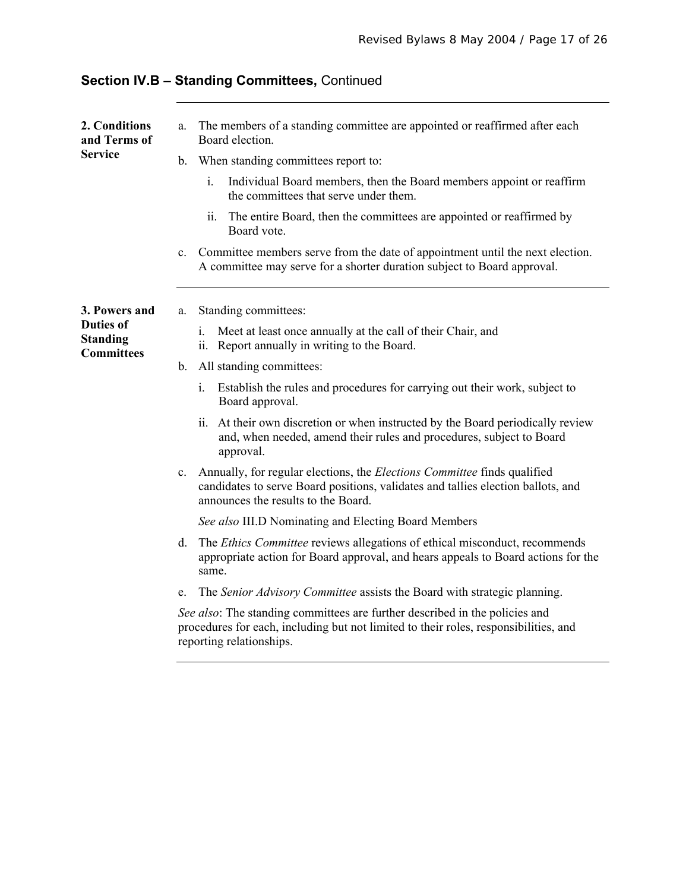## Section IV.B – Standing Committees, Continued

---

**2. Conditions and Terms of Service**

a. The members of a standing committee are appointed or reaffirmed after each Board election.

b. When standing committees report to:

   i. Individual Board members, then the Board members appoint or reaffirm the committees that serve under them.

   ii. The entire Board, then the committees are appointed or reaffirmed by Board vote.

c. Committee members serve from the date of appointment until the next election. A committee may serve for a shorter duration subject to Board approval.

---

**3. Powers and Duties of Standing Committees**

a. Standing committees:

   i. Meet at least once annually at the call of their Chair, and
   ii. Report annually in writing to the Board.

b. All standing committees:

   i. Establish the rules and procedures for carrying out their work, subject to Board approval.

   ii. At their own discretion or when instructed by the Board periodically review and, when needed, amend their rules and procedures, subject to Board approval.

c. Annually, for regular elections, the *Elections Committee* finds qualified candidates to serve Board positions, validates and tallies election ballots, and announces the results to the Board.

   *See also* III.D Nominating and Electing Board Members

d. The *Ethics Committee* reviews allegations of ethical misconduct, recommends appropriate action for Board approval, and hears appeals to Board actions for the same.

e. The *Senior Advisory Committee* assists the Board with strategic planning.

*See also*: The standing committees are further described in the policies and procedures for each, including but not limited to their roles, responsibilities, and reporting relationships.

---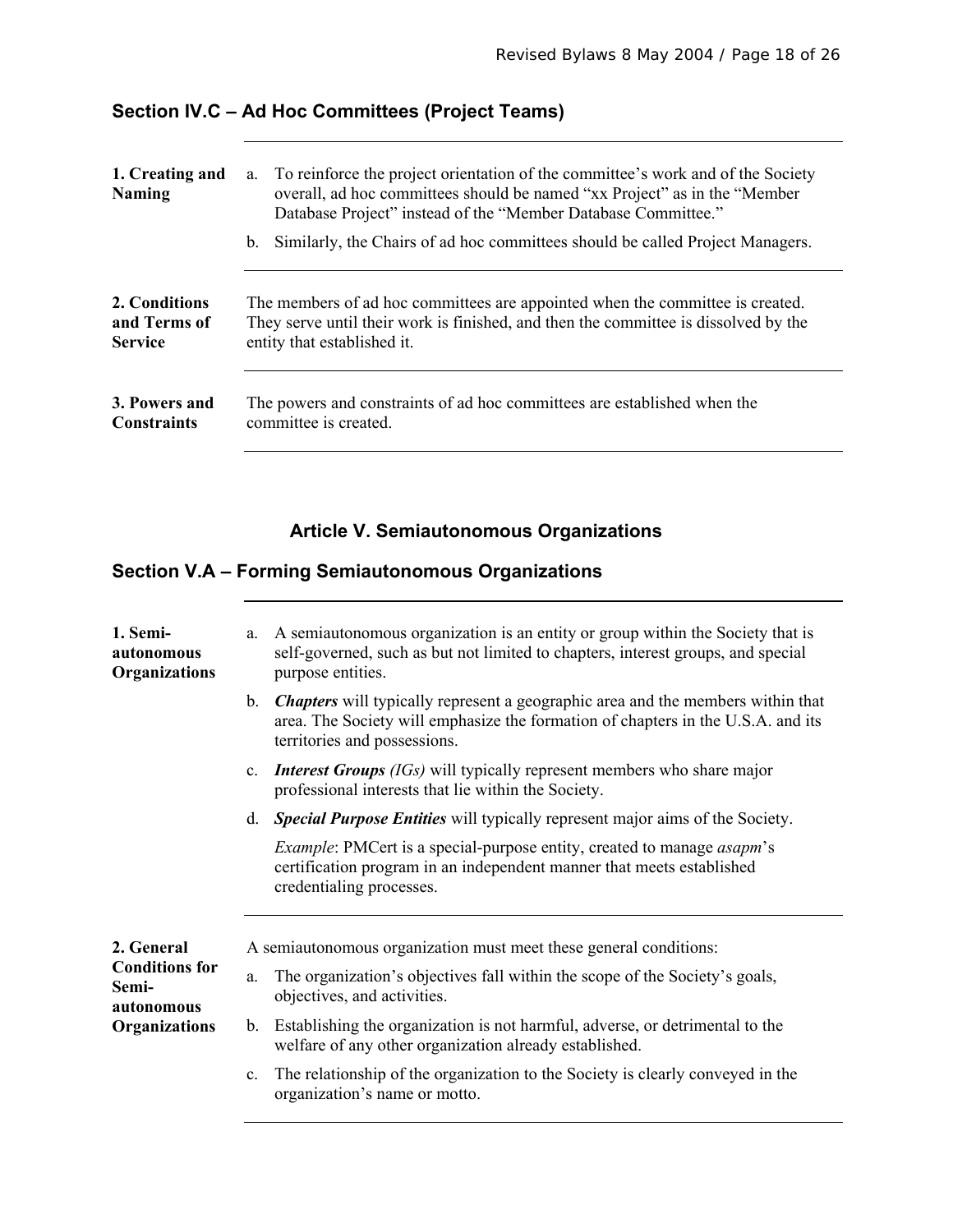## Section IV.C – Ad Hoc Committees (Project Teams)

**1. Creating and Naming**

a. To reinforce the project orientation of the committee's work and of the Society overall, ad hoc committees should be named "xx Project" as in the "Member Database Project" instead of the "Member Database Committee."

b. Similarly, the Chairs of ad hoc committees should be called Project Managers.

**2. Conditions and Terms of Service**

The members of ad hoc committees are appointed when the committee is created. They serve until their work is finished, and then the committee is dissolved by the entity that established it.

**3. Powers and Constraints**

The powers and constraints of ad hoc committees are established when the committee is created.

# Article V. Semiautonomous Organizations

## Section V.A – Forming Semiautonomous Organizations

**1. Semi-autonomous Organizations**

a. A semiautonomous organization is an entity or group within the Society that is self-governed, such as but not limited to chapters, interest groups, and special purpose entities.

b. ***Chapters*** will typically represent a geographic area and the members within that area. The Society will emphasize the formation of chapters in the U.S.A. and its territories and possessions.

c. ***Interest Groups*** *(IGs)* will typically represent members who share major professional interests that lie within the Society.

d. ***Special Purpose Entities*** will typically represent major aims of the Society.

*Example*: PMCert is a special-purpose entity, created to manage *asapm*'s certification program in an independent manner that meets established credentialing processes.

**2. General Conditions for Semi-autonomous Organizations**

A semiautonomous organization must meet these general conditions:

a. The organization's objectives fall within the scope of the Society's goals, objectives, and activities.

b. Establishing the organization is not harmful, adverse, or detrimental to the welfare of any other organization already established.

c. The relationship of the organization to the Society is clearly conveyed in the organization's name or motto.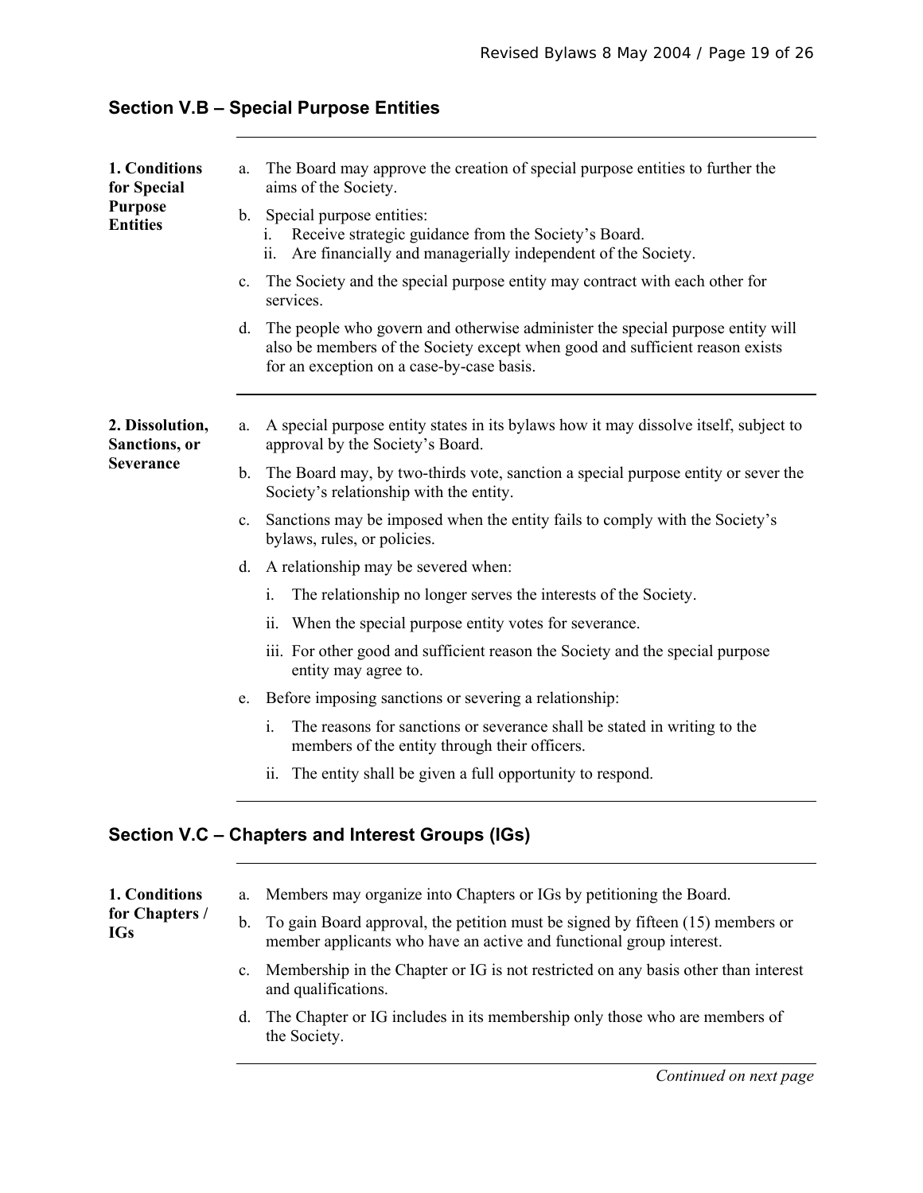## Section V.B – Special Purpose Entities

**1. Conditions for Special Purpose Entities**

a. The Board may approve the creation of special purpose entities to further the aims of the Society.

b. Special purpose entities:
   i. Receive strategic guidance from the Society's Board.
   ii. Are financially and managerially independent of the Society.

c. The Society and the special purpose entity may contract with each other for services.

d. The people who govern and otherwise administer the special purpose entity will also be members of the Society except when good and sufficient reason exists for an exception on a case-by-case basis.

**2. Dissolution, Sanctions, or Severance**

a. A special purpose entity states in its bylaws how it may dissolve itself, subject to approval by the Society's Board.

b. The Board may, by two-thirds vote, sanction a special purpose entity or sever the Society's relationship with the entity.

c. Sanctions may be imposed when the entity fails to comply with the Society's bylaws, rules, or policies.

d. A relationship may be severed when:
   i. The relationship no longer serves the interests of the Society.
   ii. When the special purpose entity votes for severance.
   iii. For other good and sufficient reason the Society and the special purpose entity may agree to.

e. Before imposing sanctions or severing a relationship:
   i. The reasons for sanctions or severance shall be stated in writing to the members of the entity through their officers.
   ii. The entity shall be given a full opportunity to respond.

## Section V.C – Chapters and Interest Groups (IGs)

**1. Conditions for Chapters / IGs**

a. Members may organize into Chapters or IGs by petitioning the Board.

b. To gain Board approval, the petition must be signed by fifteen (15) members or member applicants who have an active and functional group interest.

c. Membership in the Chapter or IG is not restricted on any basis other than interest and qualifications.

d. The Chapter or IG includes in its membership only those who are members of the Society.

*Continued on next page*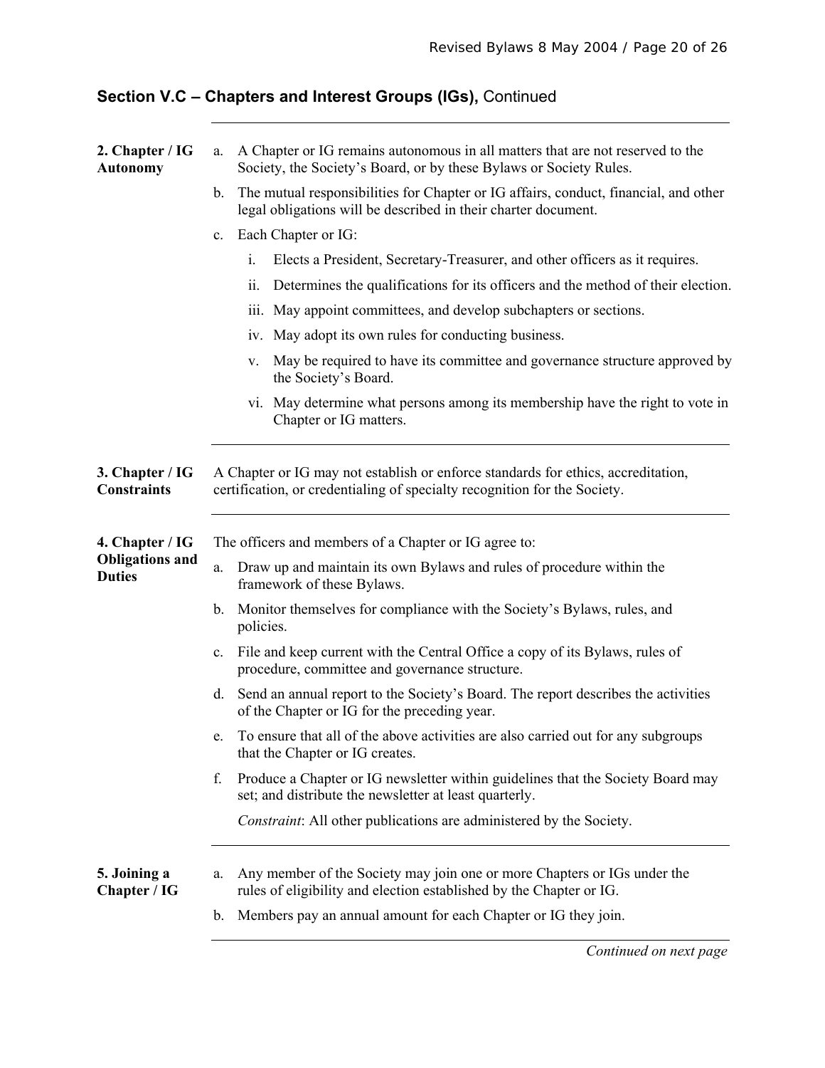## Section V.C – Chapters and Interest Groups (IGs), Continued

**2. Chapter / IG Autonomy**

a. A Chapter or IG remains autonomous in all matters that are not reserved to the Society, the Society's Board, or by these Bylaws or Society Rules.

b. The mutual responsibilities for Chapter or IG affairs, conduct, financial, and other legal obligations will be described in their charter document.

c. Each Chapter or IG:

   i. Elects a President, Secretary-Treasurer, and other officers as it requires.

   ii. Determines the qualifications for its officers and the method of their election.

   iii. May appoint committees, and develop subchapters or sections.

   iv. May adopt its own rules for conducting business.

   v. May be required to have its committee and governance structure approved by the Society's Board.

   vi. May determine what persons among its membership have the right to vote in Chapter or IG matters.

---

**3. Chapter / IG Constraints**

A Chapter or IG may not establish or enforce standards for ethics, accreditation, certification, or credentialing of specialty recognition for the Society.

---

**4. Chapter / IG Obligations and Duties**

The officers and members of a Chapter or IG agree to:

a. Draw up and maintain its own Bylaws and rules of procedure within the framework of these Bylaws.

b. Monitor themselves for compliance with the Society's Bylaws, rules, and policies.

c. File and keep current with the Central Office a copy of its Bylaws, rules of procedure, committee and governance structure.

d. Send an annual report to the Society's Board. The report describes the activities of the Chapter or IG for the preceding year.

e. To ensure that all of the above activities are also carried out for any subgroups that the Chapter or IG creates.

f. Produce a Chapter or IG newsletter within guidelines that the Society Board may set; and distribute the newsletter at least quarterly.

   *Constraint*: All other publications are administered by the Society.

---

**5. Joining a Chapter / IG**

a. Any member of the Society may join one or more Chapters or IGs under the rules of eligibility and election established by the Chapter or IG.

b. Members pay an annual amount for each Chapter or IG they join.

*Continued on next page*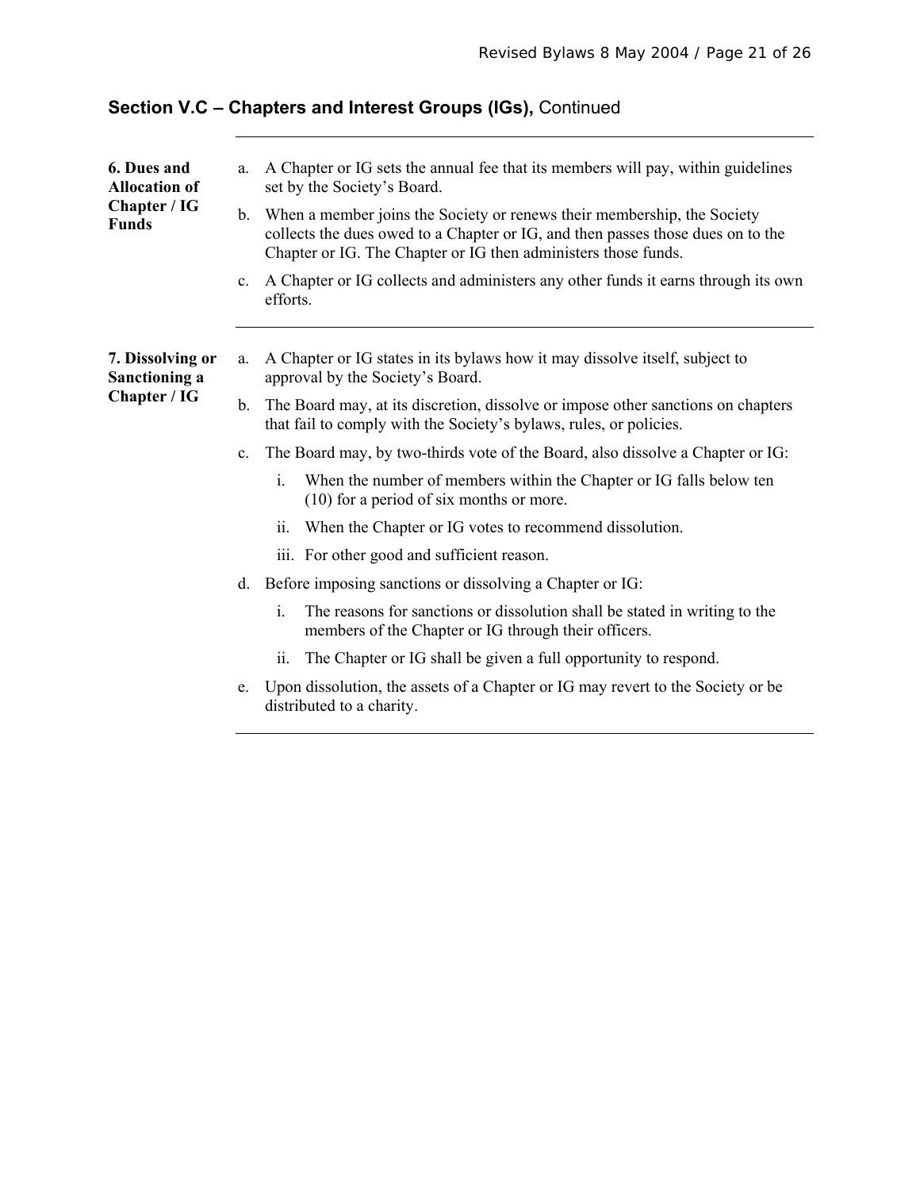## Section V.C – Chapters and Interest Groups (IGs), Continued

**6. Dues and Allocation of Chapter / IG Funds**

a. A Chapter or IG sets the annual fee that its members will pay, within guidelines set by the Society's Board.

b. When a member joins the Society or renews their membership, the Society collects the dues owed to a Chapter or IG, and then passes those dues on to the Chapter or IG. The Chapter or IG then administers those funds.

c. A Chapter or IG collects and administers any other funds it earns through its own efforts.

**7. Dissolving or Sanctioning a Chapter / IG**

a. A Chapter or IG states in its bylaws how it may dissolve itself, subject to approval by the Society's Board.

b. The Board may, at its discretion, dissolve or impose other sanctions on chapters that fail to comply with the Society's bylaws, rules, or policies.

c. The Board may, by two-thirds vote of the Board, also dissolve a Chapter or IG:

   i. When the number of members within the Chapter or IG falls below ten (10) for a period of six months or more.

   ii. When the Chapter or IG votes to recommend dissolution.

   iii. For other good and sufficient reason.

d. Before imposing sanctions or dissolving a Chapter or IG:

   i. The reasons for sanctions or dissolution shall be stated in writing to the members of the Chapter or IG through their officers.

   ii. The Chapter or IG shall be given a full opportunity to respond.

e. Upon dissolution, the assets of a Chapter or IG may revert to the Society or be distributed to a charity.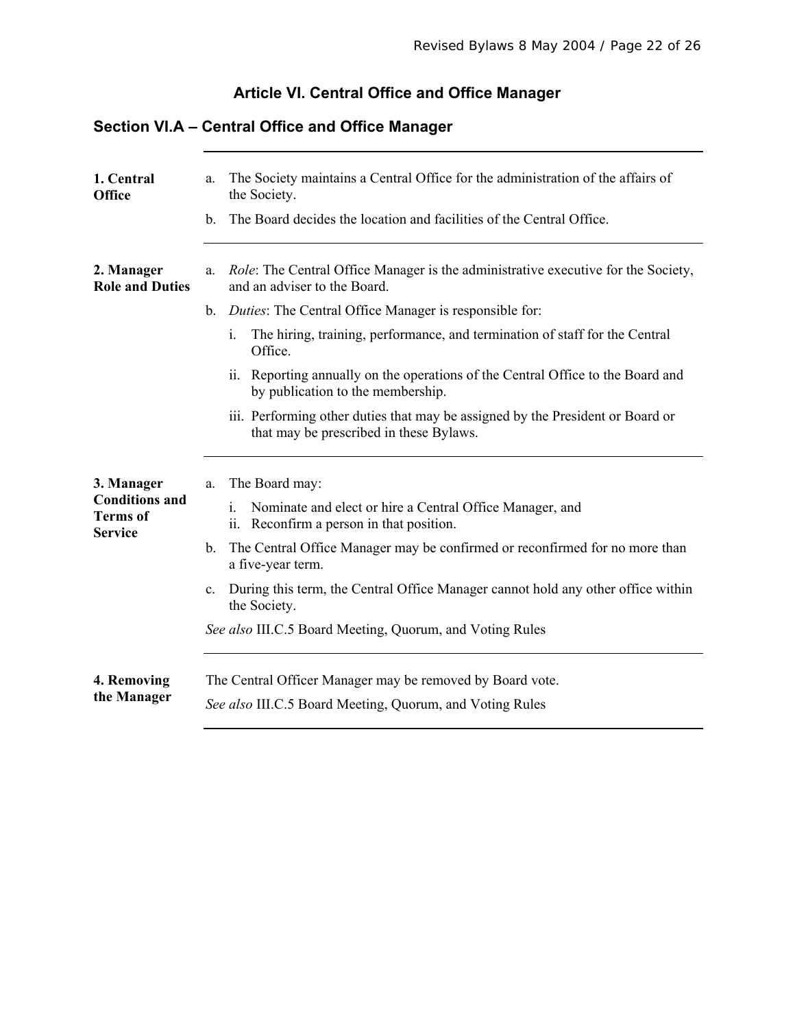# Article VI. Central Office and Office Manager

## Section VI.A – Central Office and Office Manager

---

**1. Central Office**

a. The Society maintains a Central Office for the administration of the affairs of the Society.

b. The Board decides the location and facilities of the Central Office.

---

**2. Manager Role and Duties**

a. *Role*: The Central Office Manager is the administrative executive for the Society, and an adviser to the Board.

b. *Duties*: The Central Office Manager is responsible for:

   i. The hiring, training, performance, and termination of staff for the Central Office.

   ii. Reporting annually on the operations of the Central Office to the Board and by publication to the membership.

   iii. Performing other duties that may be assigned by the President or Board or that may be prescribed in these Bylaws.

---

**3. Manager Conditions and Terms of Service**

a. The Board may:

   i. Nominate and elect or hire a Central Office Manager, and
   ii. Reconfirm a person in that position.

b. The Central Office Manager may be confirmed or reconfirmed for no more than a five-year term.

c. During this term, the Central Office Manager cannot hold any other office within the Society.

*See also* III.C.5 Board Meeting, Quorum, and Voting Rules

---

**4. Removing the Manager**

The Central Officer Manager may be removed by Board vote.

*See also* III.C.5 Board Meeting, Quorum, and Voting Rules

---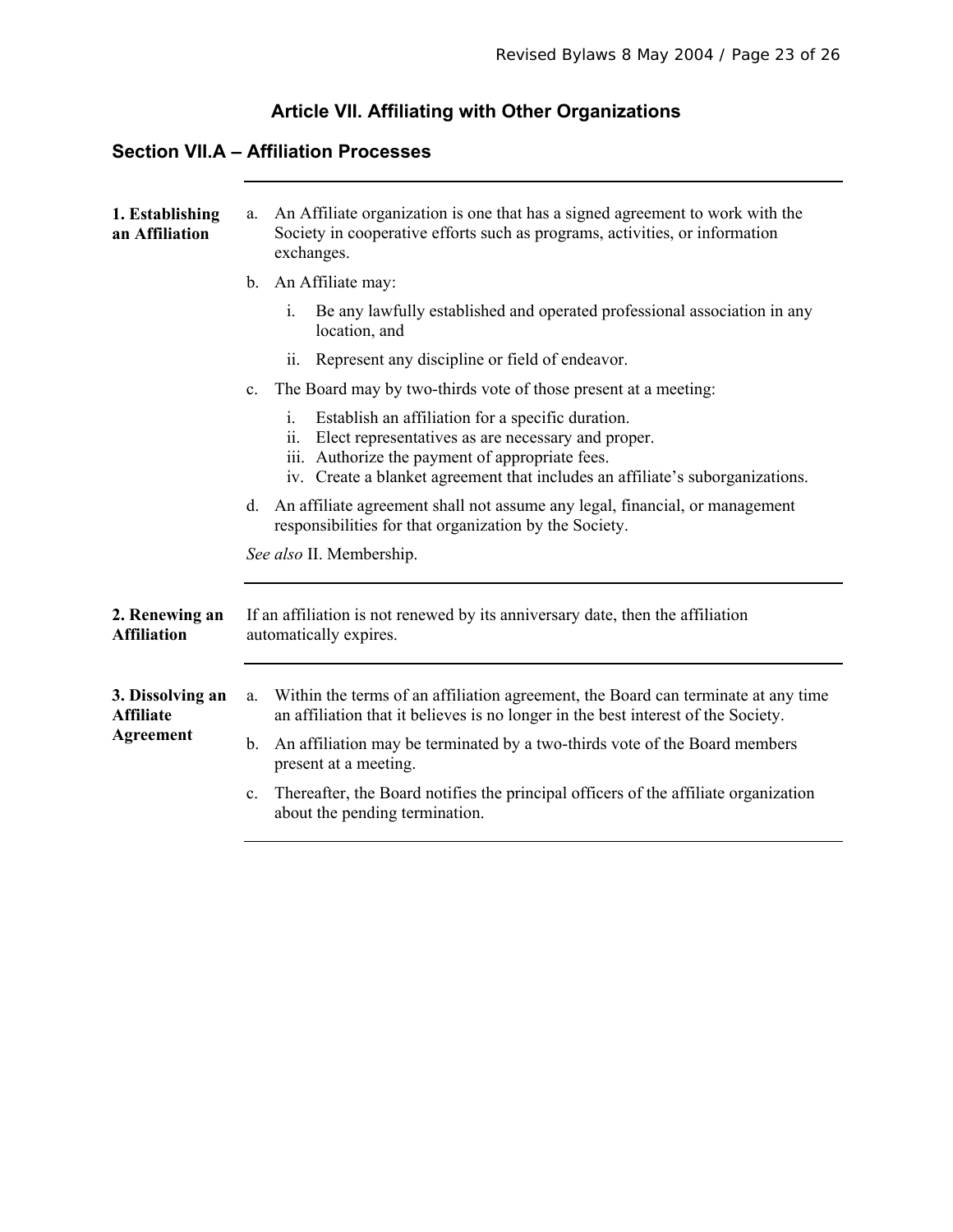# Article VII. Affiliating with Other Organizations

## Section VII.A – Affiliation Processes

### 1. Establishing an Affiliation

a. An Affiliate organization is one that has a signed agreement to work with the Society in cooperative efforts such as programs, activities, or information exchanges.

b. An Affiliate may:

   i. Be any lawfully established and operated professional association in any location, and

   ii. Represent any discipline or field of endeavor.

c. The Board may by two-thirds vote of those present at a meeting:

   i. Establish an affiliation for a specific duration.
   ii. Elect representatives as are necessary and proper.
   iii. Authorize the payment of appropriate fees.
   iv. Create a blanket agreement that includes an affiliate's suborganizations.

d. An affiliate agreement shall not assume any legal, financial, or management responsibilities for that organization by the Society.

*See also* II. Membership.

### 2. Renewing an Affiliation

If an affiliation is not renewed by its anniversary date, then the affiliation automatically expires.

### 3. Dissolving an Affiliate Agreement

a. Within the terms of an affiliation agreement, the Board can terminate at any time an affiliation that it believes is no longer in the best interest of the Society.

b. An affiliation may be terminated by a two-thirds vote of the Board members present at a meeting.

c. Thereafter, the Board notifies the principal officers of the affiliate organization about the pending termination.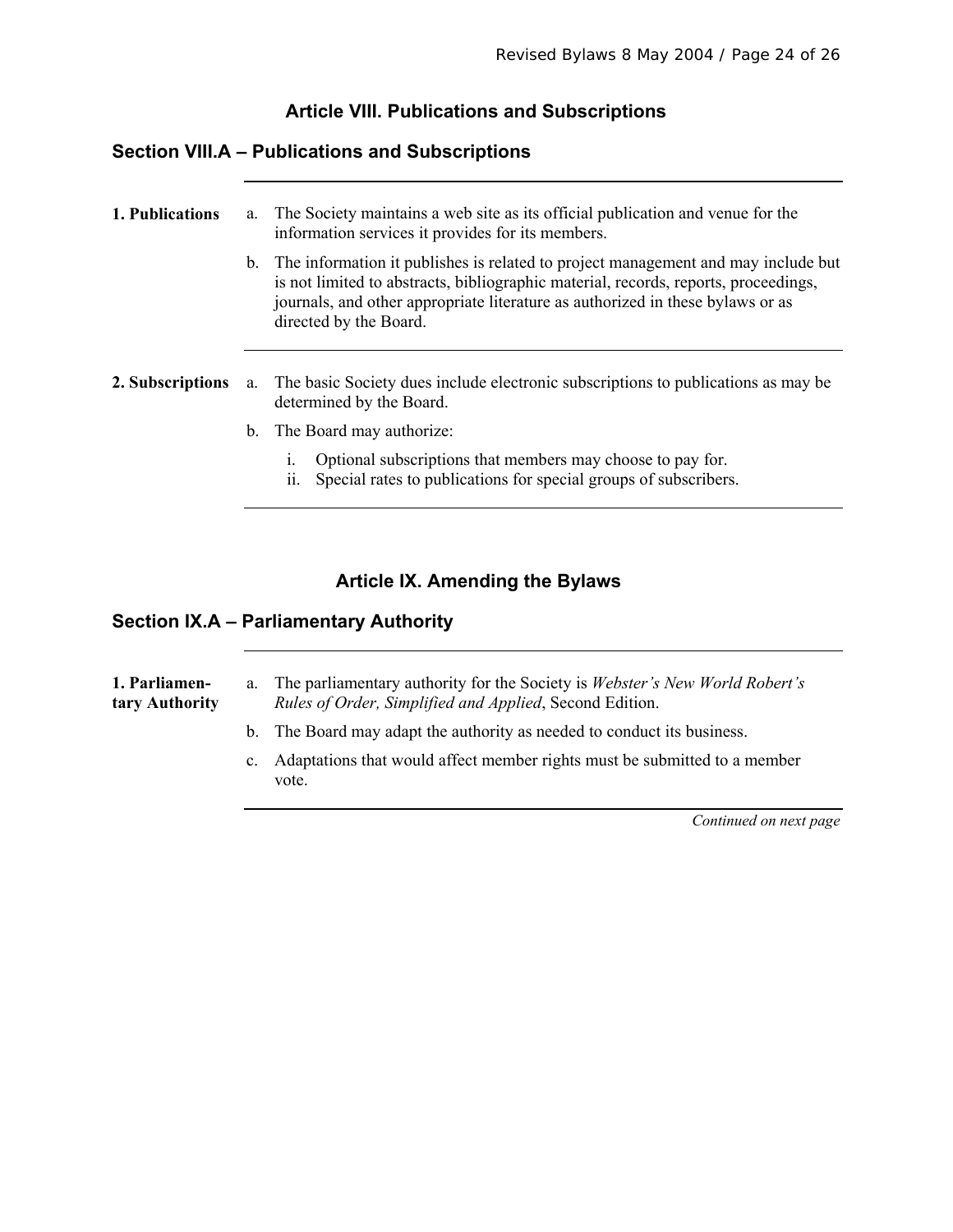# Article VIII. Publications and Subscriptions

## Section VIII.A – Publications and Subscriptions

**1. Publications**

a. The Society maintains a web site as its official publication and venue for the information services it provides for its members.

b. The information it publishes is related to project management and may include but is not limited to abstracts, bibliographic material, records, reports, proceedings, journals, and other appropriate literature as authorized in these bylaws or as directed by the Board.

**2. Subscriptions**

a. The basic Society dues include electronic subscriptions to publications as may be determined by the Board.

b. The Board may authorize:

   i. Optional subscriptions that members may choose to pay for.
   ii. Special rates to publications for special groups of subscribers.

# Article IX. Amending the Bylaws

## Section IX.A – Parliamentary Authority

**1. Parliamentary Authority**

a. The parliamentary authority for the Society is *Webster's New World Robert's Rules of Order, Simplified and Applied*, Second Edition.

b. The Board may adapt the authority as needed to conduct its business.

c. Adaptations that would affect member rights must be submitted to a member vote.

*Continued on next page*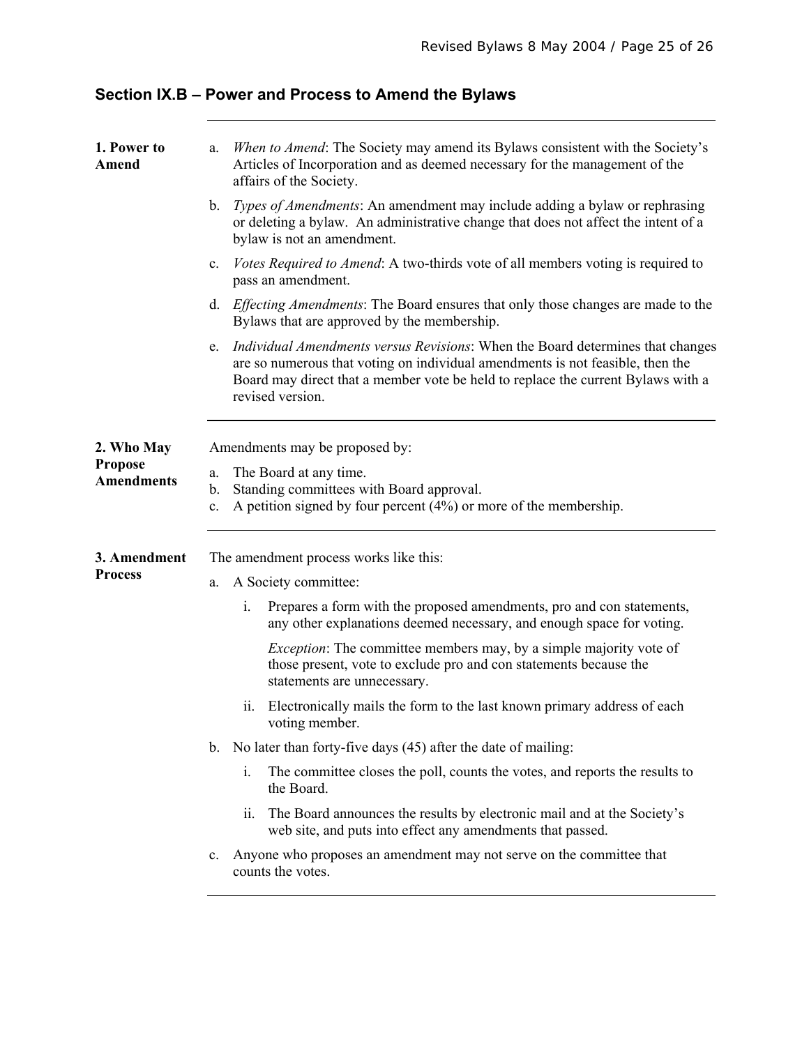## Section IX.B – Power and Process to Amend the Bylaws

**1. Power to Amend**

a. *When to Amend*: The Society may amend its Bylaws consistent with the Society's Articles of Incorporation and as deemed necessary for the management of the affairs of the Society.

b. *Types of Amendments*: An amendment may include adding a bylaw or rephrasing or deleting a bylaw. An administrative change that does not affect the intent of a bylaw is not an amendment.

c. *Votes Required to Amend*: A two-thirds vote of all members voting is required to pass an amendment.

d. *Effecting Amendments*: The Board ensures that only those changes are made to the Bylaws that are approved by the membership.

e. *Individual Amendments versus Revisions*: When the Board determines that changes are so numerous that voting on individual amendments is not feasible, then the Board may direct that a member vote be held to replace the current Bylaws with a revised version.

---

**2. Who May Propose Amendments**

Amendments may be proposed by:

a. The Board at any time.
b. Standing committees with Board approval.
c. A petition signed by four percent (4%) or more of the membership.

---

**3. Amendment Process**

The amendment process works like this:

a. A Society committee:

   i. Prepares a form with the proposed amendments, pro and con statements, any other explanations deemed necessary, and enough space for voting.

   *Exception*: The committee members may, by a simple majority vote of those present, vote to exclude pro and con statements because the statements are unnecessary.

   ii. Electronically mails the form to the last known primary address of each voting member.

b. No later than forty-five days (45) after the date of mailing:

   i. The committee closes the poll, counts the votes, and reports the results to the Board.

   ii. The Board announces the results by electronic mail and at the Society's web site, and puts into effect any amendments that passed.

c. Anyone who proposes an amendment may not serve on the committee that counts the votes.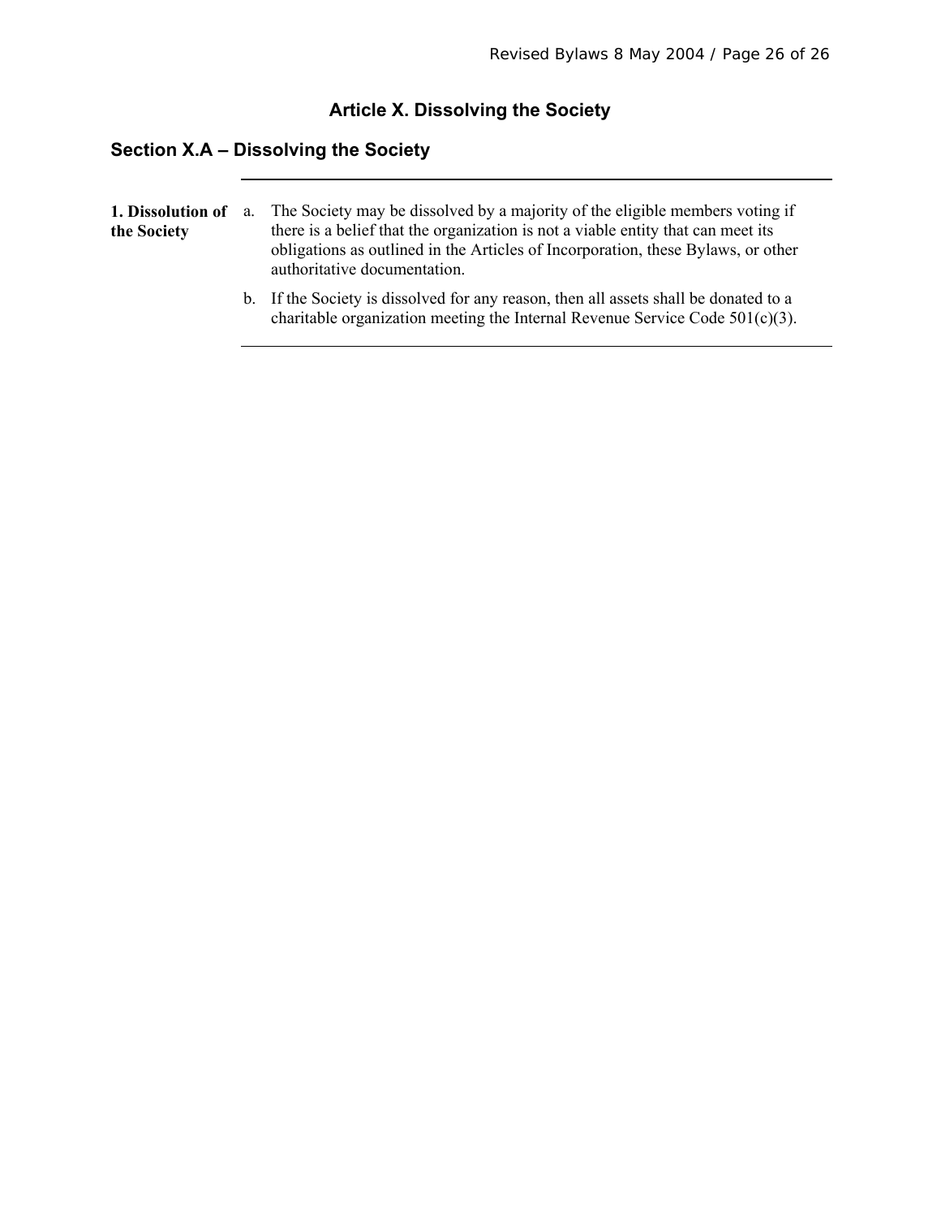# Article X. Dissolving the Society

## Section X.A – Dissolving the Society

**1. Dissolution of the Society**

a. The Society may be dissolved by a majority of the eligible members voting if there is a belief that the organization is not a viable entity that can meet its obligations as outlined in the Articles of Incorporation, these Bylaws, or other authoritative documentation.

b. If the Society is dissolved for any reason, then all assets shall be donated to a charitable organization meeting the Internal Revenue Service Code 501(c)(3).